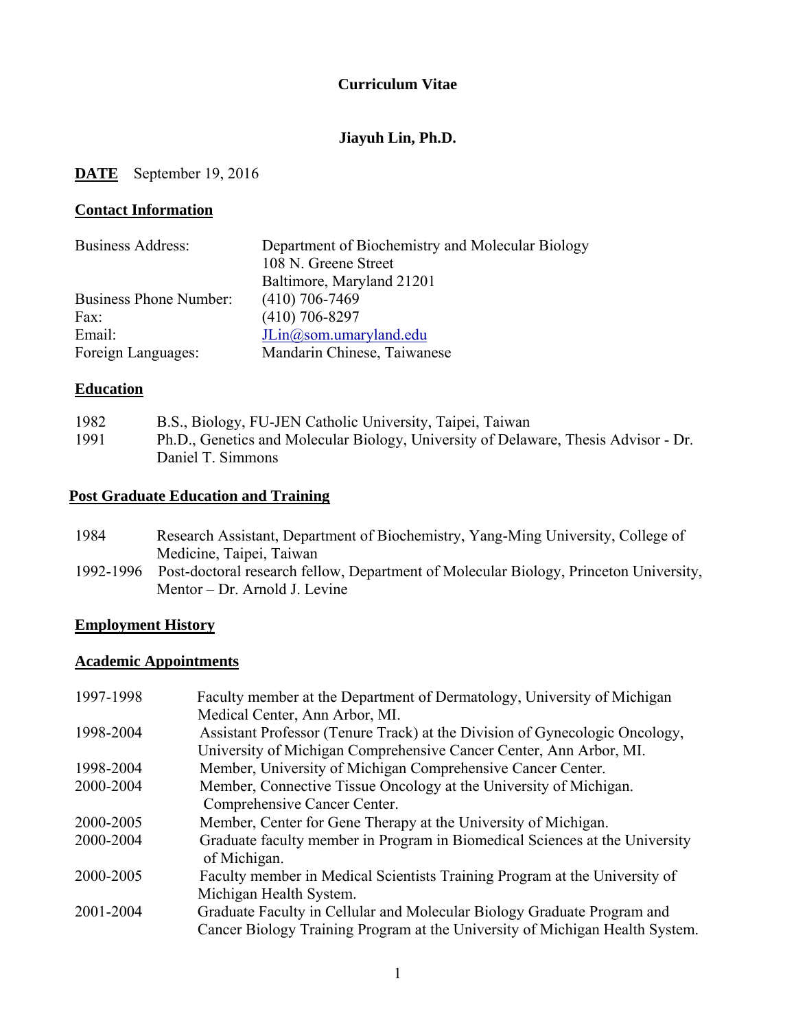# Curriculum Vitae

## Jiayuh Lin, Ph.D.

**DATE** September 19, 2016

### Contact Information

| | |
|---|---|
| Business Address: | Department of Biochemistry and Molecular Biology<br>108 N. Greene Street<br>Baltimore, Maryland 21201 |
| Business Phone Number: | (410) 706-7469 |
| Fax: | (410) 706-8297 |
| Email: | JLin@som.umaryland.edu |
| Foreign Languages: | Mandarin Chinese, Taiwanese |

### Education

| | |
|---|---|
| 1982 | B.S., Biology, FU-JEN Catholic University, Taipei, Taiwan |
| 1991 | Ph.D., Genetics and Molecular Biology, University of Delaware, Thesis Advisor - Dr. Daniel T. Simmons |

### Post Graduate Education and Training

| | |
|---|---|
| 1984 | Research Assistant, Department of Biochemistry, Yang-Ming University, College of Medicine, Taipei, Taiwan |
| 1992-1996 | Post-doctoral research fellow, Department of Molecular Biology, Princeton University, Mentor – Dr. Arnold J. Levine |

### Employment History

### Academic Appointments

| | |
|---|---|
| 1997-1998 | Faculty member at the Department of Dermatology, University of Michigan Medical Center, Ann Arbor, MI. |
| 1998-2004 | Assistant Professor (Tenure Track) at the Division of Gynecologic Oncology, University of Michigan Comprehensive Cancer Center, Ann Arbor, MI. |
| 1998-2004 | Member, University of Michigan Comprehensive Cancer Center. |
| 2000-2004 | Member, Connective Tissue Oncology at the University of Michigan. Comprehensive Cancer Center. |
| 2000-2005 | Member, Center for Gene Therapy at the University of Michigan. |
| 2000-2004 | Graduate faculty member in Program in Biomedical Sciences at the University of Michigan. |
| 2000-2005 | Faculty member in Medical Scientists Training Program at the University of Michigan Health System. |
| 2001-2004 | Graduate Faculty in Cellular and Molecular Biology Graduate Program and Cancer Biology Training Program at the University of Michigan Health System. |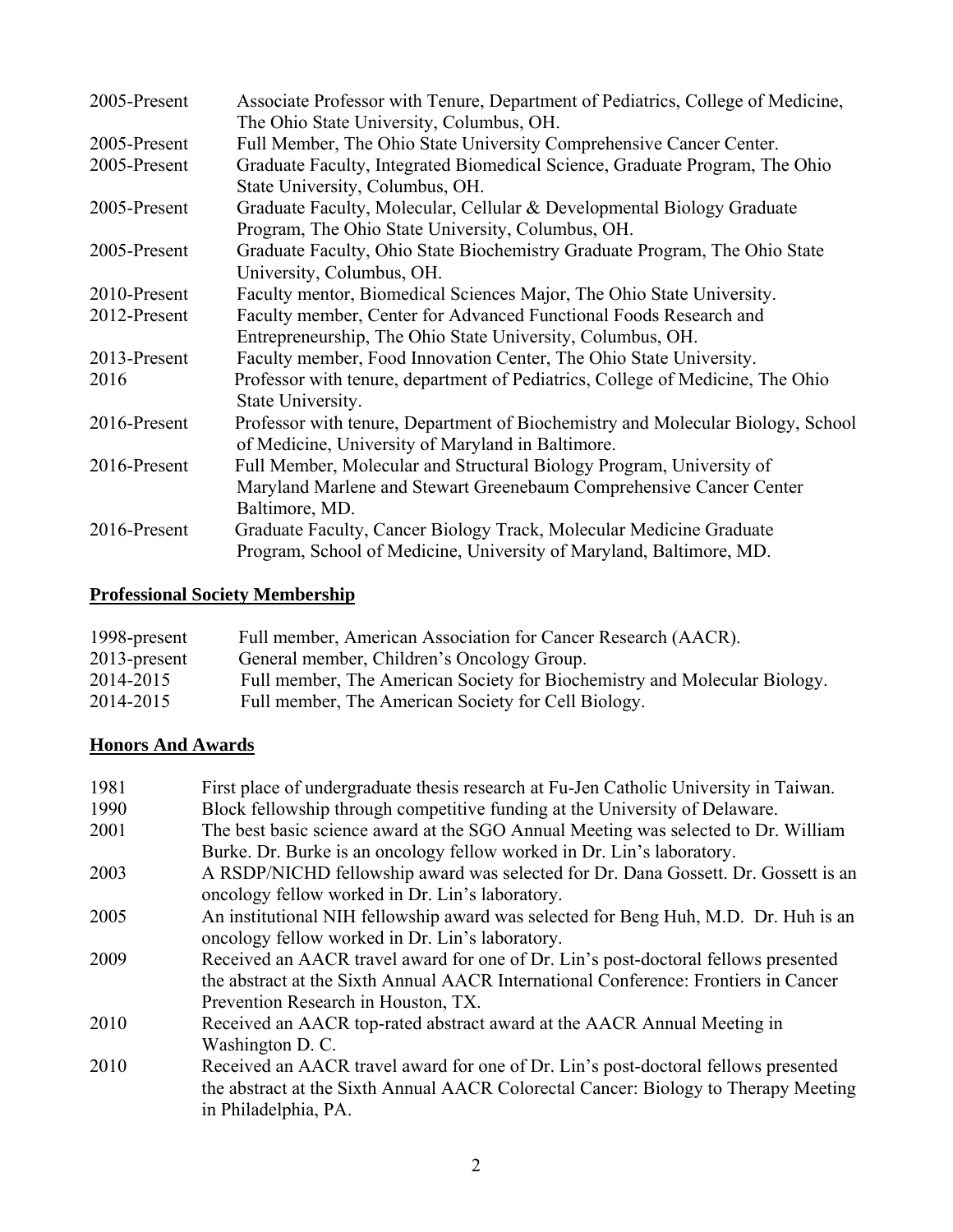| | |
|---|---|
| 2005-Present | Associate Professor with Tenure, Department of Pediatrics, College of Medicine, The Ohio State University, Columbus, OH. |
| 2005-Present | Full Member, The Ohio State University Comprehensive Cancer Center. |
| 2005-Present | Graduate Faculty, Integrated Biomedical Science, Graduate Program, The Ohio State University, Columbus, OH. |
| 2005-Present | Graduate Faculty, Molecular, Cellular & Developmental Biology Graduate Program, The Ohio State University, Columbus, OH. |
| 2005-Present | Graduate Faculty, Ohio State Biochemistry Graduate Program, The Ohio State University, Columbus, OH. |
| 2010-Present | Faculty mentor, Biomedical Sciences Major, The Ohio State University. |
| 2012-Present | Faculty member, Center for Advanced Functional Foods Research and Entrepreneurship, The Ohio State University, Columbus, OH. |
| 2013-Present | Faculty member, Food Innovation Center, The Ohio State University. |
| 2016 | Professor with tenure, department of Pediatrics, College of Medicine, The Ohio State University. |
| 2016-Present | Professor with tenure, Department of Biochemistry and Molecular Biology, School of Medicine, University of Maryland in Baltimore. |
| 2016-Present | Full Member, Molecular and Structural Biology Program, University of Maryland Marlene and Stewart Greenebaum Comprehensive Cancer Center Baltimore, MD. |
| 2016-Present | Graduate Faculty, Cancer Biology Track, Molecular Medicine Graduate Program, School of Medicine, University of Maryland, Baltimore, MD. |

## Professional Society Membership

| | |
|---|---|
| 1998-present | Full member, American Association for Cancer Research (AACR). |
| 2013-present | General member, Children's Oncology Group. |
| 2014-2015 | Full member, The American Society for Biochemistry and Molecular Biology. |
| 2014-2015 | Full member, The American Society for Cell Biology. |

## Honors And Awards

| | |
|---|---|
| 1981 | First place of undergraduate thesis research at Fu-Jen Catholic University in Taiwan. |
| 1990 | Block fellowship through competitive funding at the University of Delaware. |
| 2001 | The best basic science award at the SGO Annual Meeting was selected to Dr. William Burke. Dr. Burke is an oncology fellow worked in Dr. Lin's laboratory. |
| 2003 | A RSDP/NICHD fellowship award was selected for Dr. Dana Gossett. Dr. Gossett is an oncology fellow worked in Dr. Lin's laboratory. |
| 2005 | An institutional NIH fellowship award was selected for Beng Huh, M.D. Dr. Huh is an oncology fellow worked in Dr. Lin's laboratory. |
| 2009 | Received an AACR travel award for one of Dr. Lin's post-doctoral fellows presented the abstract at the Sixth Annual AACR International Conference: Frontiers in Cancer Prevention Research in Houston, TX. |
| 2010 | Received an AACR top-rated abstract award at the AACR Annual Meeting in Washington D. C. |
| 2010 | Received an AACR travel award for one of Dr. Lin's post-doctoral fellows presented the abstract at the Sixth Annual AACR Colorectal Cancer: Biology to Therapy Meeting in Philadelphia, PA. |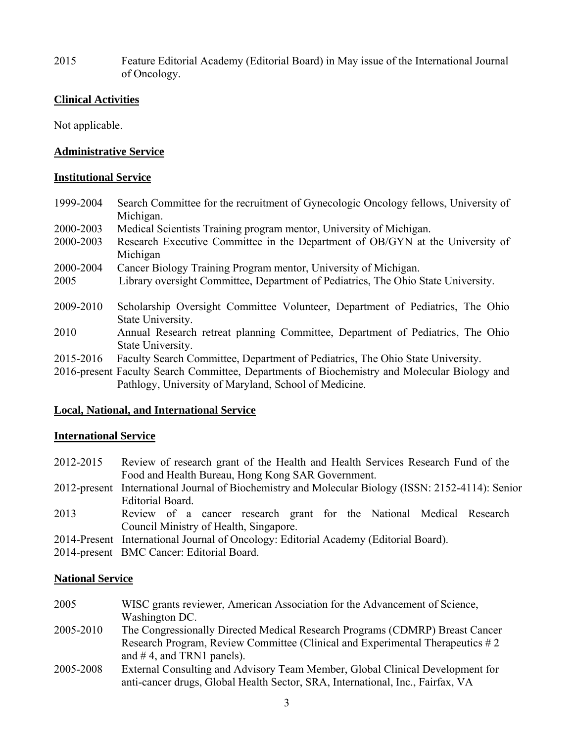2015 Feature Editorial Academy (Editorial Board) in May issue of the International Journal of Oncology.

**Clinical Activities**

Not applicable.

**Administrative Service**

**Institutional Service**

1999-2004 Search Committee for the recruitment of Gynecologic Oncology fellows, University of Michigan.

2000-2003 Medical Scientists Training program mentor, University of Michigan.

2000-2003 Research Executive Committee in the Department of OB/GYN at the University of Michigan

2000-2004 Cancer Biology Training Program mentor, University of Michigan.

2005 Library oversight Committee, Department of Pediatrics, The Ohio State University.

2009-2010 Scholarship Oversight Committee Volunteer, Department of Pediatrics, The Ohio State University.

2010 Annual Research retreat planning Committee, Department of Pediatrics, The Ohio State University.

2015-2016 Faculty Search Committee, Department of Pediatrics, The Ohio State University.

2016-present Faculty Search Committee, Departments of Biochemistry and Molecular Biology and Pathlogy, University of Maryland, School of Medicine.

**Local, National, and International Service**

**International Service**

2012-2015 Review of research grant of the Health and Health Services Research Fund of the Food and Health Bureau, Hong Kong SAR Government.

2012-present International Journal of Biochemistry and Molecular Biology (ISSN: 2152-4114): Senior Editorial Board.

2013 Review of a cancer research grant for the National Medical Research Council Ministry of Health, Singapore.

2014-Present International Journal of Oncology: Editorial Academy (Editorial Board).

2014-present BMC Cancer: Editorial Board.

**National Service**

2005 WISC grants reviewer, American Association for the Advancement of Science, Washington DC.

2005-2010 The Congressionally Directed Medical Research Programs (CDMRP) Breast Cancer Research Program, Review Committee (Clinical and Experimental Therapeutics # 2 and # 4, and TRN1 panels).

2005-2008 External Consulting and Advisory Team Member, Global Clinical Development for anti-cancer drugs, Global Health Sector, SRA, International, Inc., Fairfax, VA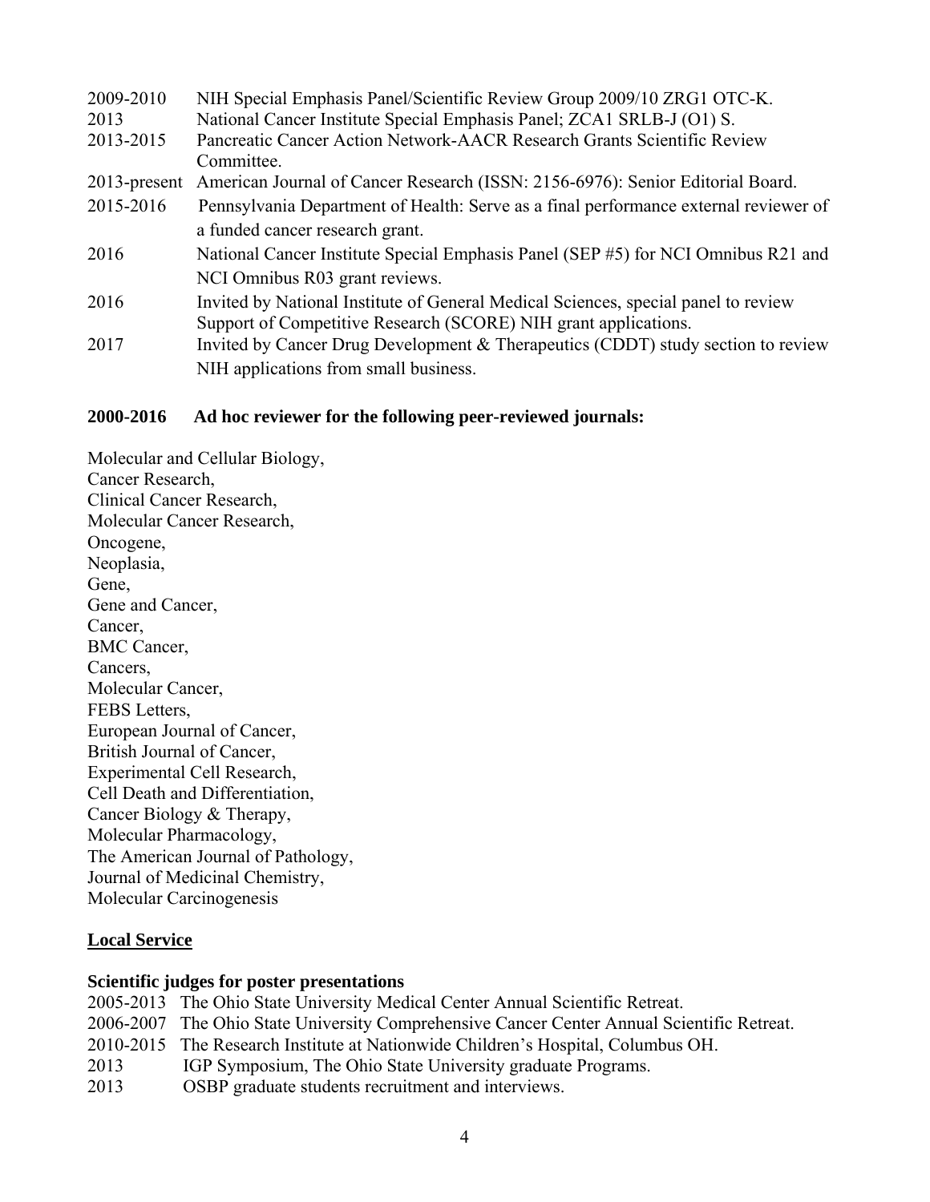2009-2010 NIH Special Emphasis Panel/Scientific Review Group 2009/10 ZRG1 OTC-K.

2013 National Cancer Institute Special Emphasis Panel; ZCA1 SRLB-J (O1) S.

2013-2015 Pancreatic Cancer Action Network-AACR Research Grants Scientific Review Committee.

2013-present American Journal of Cancer Research (ISSN: 2156-6976): Senior Editorial Board.

2015-2016 Pennsylvania Department of Health: Serve as a final performance external reviewer of a funded cancer research grant.

2016 National Cancer Institute Special Emphasis Panel (SEP #5) for NCI Omnibus R21 and NCI Omnibus R03 grant reviews.

2016 Invited by National Institute of General Medical Sciences, special panel to review Support of Competitive Research (SCORE) NIH grant applications.

2017 Invited by Cancer Drug Development & Therapeutics (CDDT) study section to review NIH applications from small business.

**2000-2016 Ad hoc reviewer for the following peer-reviewed journals:**

Molecular and Cellular Biology,
Cancer Research,
Clinical Cancer Research,
Molecular Cancer Research,
Oncogene,
Neoplasia,
Gene,
Gene and Cancer,
Cancer,
BMC Cancer,
Cancers,
Molecular Cancer,
FEBS Letters,
European Journal of Cancer,
British Journal of Cancer,
Experimental Cell Research,
Cell Death and Differentiation,
Cancer Biology & Therapy,
Molecular Pharmacology,
The American Journal of Pathology,
Journal of Medicinal Chemistry,
Molecular Carcinogenesis

## Local Service

**Scientific judges for poster presentations**

2005-2013 The Ohio State University Medical Center Annual Scientific Retreat.

2006-2007 The Ohio State University Comprehensive Cancer Center Annual Scientific Retreat.

2010-2015 The Research Institute at Nationwide Children's Hospital, Columbus OH.

2013 IGP Symposium, The Ohio State University graduate Programs.

2013 OSBP graduate students recruitment and interviews.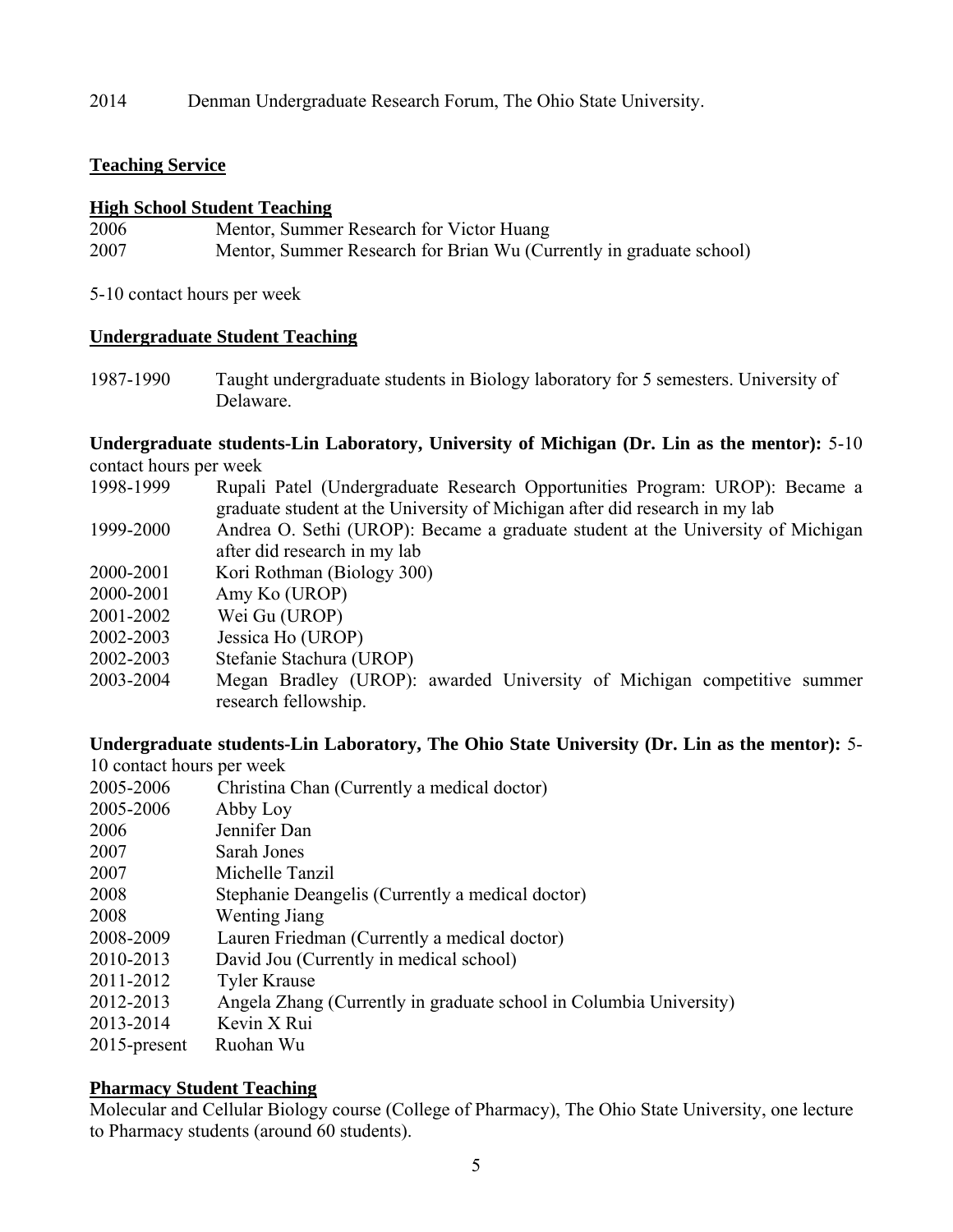2014 Denman Undergraduate Research Forum, The Ohio State University.

## Teaching Service

### High School Student Teaching

2006 Mentor, Summer Research for Victor Huang
2007 Mentor, Summer Research for Brian Wu (Currently in graduate school)

5-10 contact hours per week

### Undergraduate Student Teaching

1987-1990 Taught undergraduate students in Biology laboratory for 5 semesters. University of Delaware.

**Undergraduate students-Lin Laboratory, University of Michigan (Dr. Lin as the mentor):** 5-10 contact hours per week

1998-1999 Rupali Patel (Undergraduate Research Opportunities Program: UROP): Became a graduate student at the University of Michigan after did research in my lab
1999-2000 Andrea O. Sethi (UROP): Became a graduate student at the University of Michigan after did research in my lab
2000-2001 Kori Rothman (Biology 300)
2000-2001 Amy Ko (UROP)
2001-2002 Wei Gu (UROP)
2002-2003 Jessica Ho (UROP)
2002-2003 Stefanie Stachura (UROP)
2003-2004 Megan Bradley (UROP): awarded University of Michigan competitive summer research fellowship.

**Undergraduate students-Lin Laboratory, The Ohio State University (Dr. Lin as the mentor):** 5-10 contact hours per week

2005-2006 Christina Chan (Currently a medical doctor)
2005-2006 Abby Loy
2006 Jennifer Dan
2007 Sarah Jones
2007 Michelle Tanzil
2008 Stephanie Deangelis (Currently a medical doctor)
2008 Wenting Jiang
2008-2009 Lauren Friedman (Currently a medical doctor)
2010-2013 David Jou (Currently in medical school)
2011-2012 Tyler Krause
2012-2013 Angela Zhang (Currently in graduate school in Columbia University)
2013-2014 Kevin X Rui
2015-present Ruohan Wu

### Pharmacy Student Teaching

Molecular and Cellular Biology course (College of Pharmacy), The Ohio State University, one lecture to Pharmacy students (around 60 students).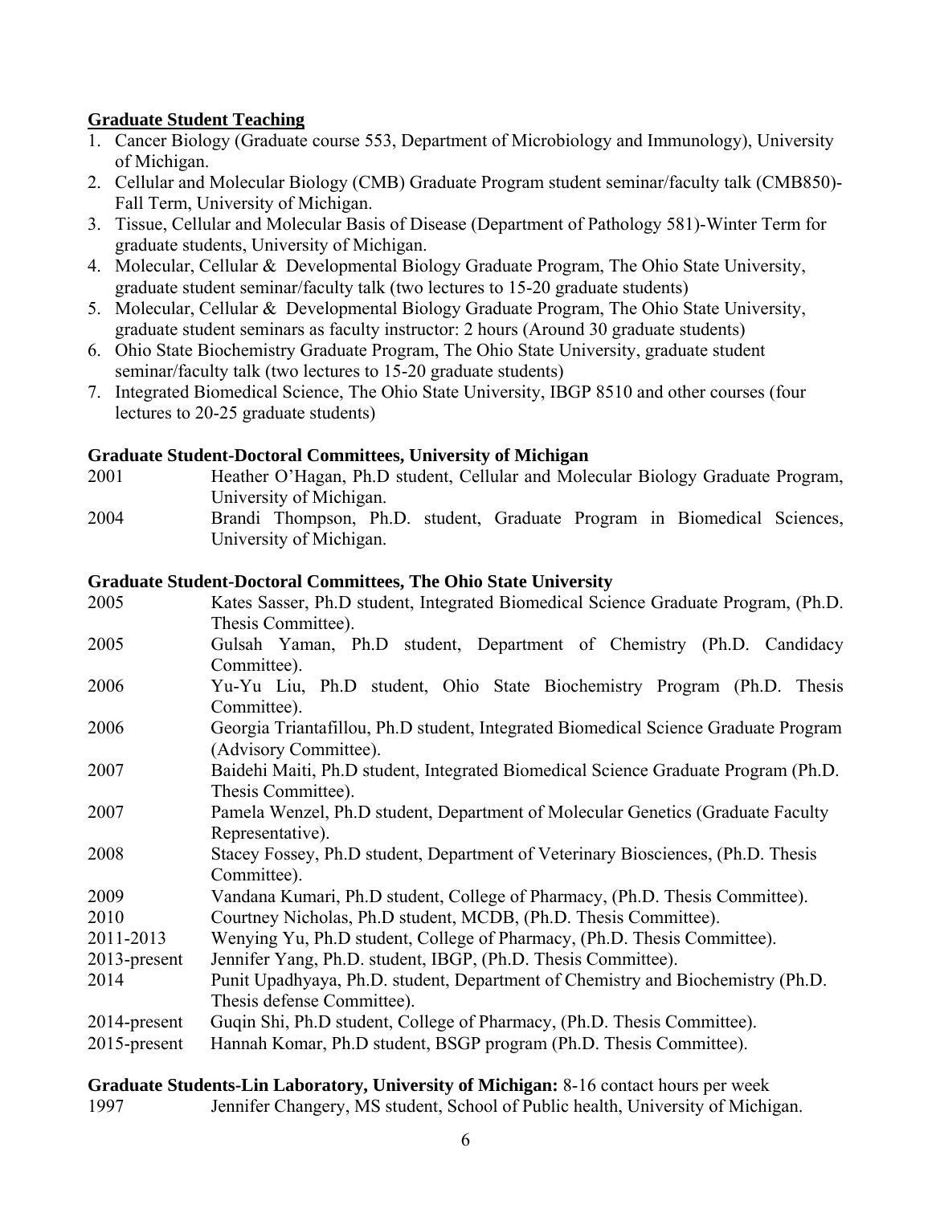## **Graduate Student Teaching**

1. Cancer Biology (Graduate course 553, Department of Microbiology and Immunology), University of Michigan.
2. Cellular and Molecular Biology (CMB) Graduate Program student seminar/faculty talk (CMB850)-Fall Term, University of Michigan.
3. Tissue, Cellular and Molecular Basis of Disease (Department of Pathology 581)-Winter Term for graduate students, University of Michigan.
4. Molecular, Cellular & Developmental Biology Graduate Program, The Ohio State University, graduate student seminar/faculty talk (two lectures to 15-20 graduate students)
5. Molecular, Cellular & Developmental Biology Graduate Program, The Ohio State University, graduate student seminars as faculty instructor: 2 hours (Around 30 graduate students)
6. Ohio State Biochemistry Graduate Program, The Ohio State University, graduate student seminar/faculty talk (two lectures to 15-20 graduate students)
7. Integrated Biomedical Science, The Ohio State University, IBGP 8510 and other courses (four lectures to 20-25 graduate students)

### **Graduate Student-Doctoral Committees, University of Michigan**

2001 Heather O'Hagan, Ph.D student, Cellular and Molecular Biology Graduate Program, University of Michigan.

2004 Brandi Thompson, Ph.D. student, Graduate Program in Biomedical Sciences, University of Michigan.

### **Graduate Student-Doctoral Committees, The Ohio State University**

2005 Kates Sasser, Ph.D student, Integrated Biomedical Science Graduate Program, (Ph.D. Thesis Committee).

2005 Gulsah Yaman, Ph.D student, Department of Chemistry (Ph.D. Candidacy Committee).

2006 Yu-Yu Liu, Ph.D student, Ohio State Biochemistry Program (Ph.D. Thesis Committee).

2006 Georgia Triantafillou, Ph.D student, Integrated Biomedical Science Graduate Program (Advisory Committee).

2007 Baidehi Maiti, Ph.D student, Integrated Biomedical Science Graduate Program (Ph.D. Thesis Committee).

2007 Pamela Wenzel, Ph.D student, Department of Molecular Genetics (Graduate Faculty Representative).

2008 Stacey Fossey, Ph.D student, Department of Veterinary Biosciences, (Ph.D. Thesis Committee).

2009 Vandana Kumari, Ph.D student, College of Pharmacy, (Ph.D. Thesis Committee).

2010 Courtney Nicholas, Ph.D student, MCDB, (Ph.D. Thesis Committee).

2011-2013 Wenying Yu, Ph.D student, College of Pharmacy, (Ph.D. Thesis Committee).

2013-present Jennifer Yang, Ph.D. student, IBGP, (Ph.D. Thesis Committee).

2014 Punit Upadhyaya, Ph.D. student, Department of Chemistry and Biochemistry (Ph.D. Thesis defense Committee).

2014-present Guqin Shi, Ph.D student, College of Pharmacy, (Ph.D. Thesis Committee).

2015-present Hannah Komar, Ph.D student, BSGP program (Ph.D. Thesis Committee).

**Graduate Students-Lin Laboratory, University of Michigan:** 8-16 contact hours per week

1997 Jennifer Changery, MS student, School of Public health, University of Michigan.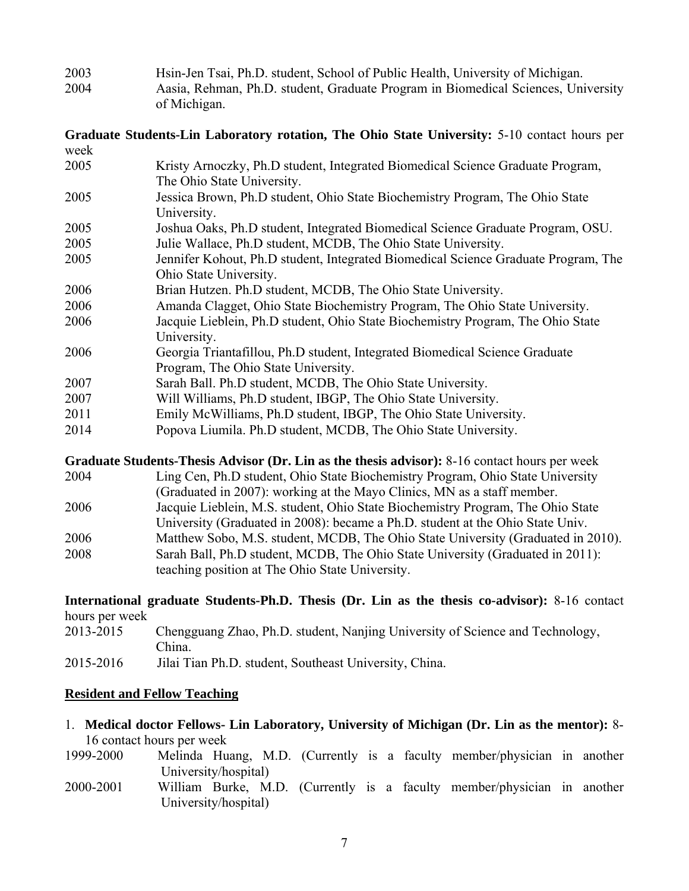2003 Hsin-Jen Tsai, Ph.D. student, School of Public Health, University of Michigan.

2004 Aasia, Rehman, Ph.D. student, Graduate Program in Biomedical Sciences, University of Michigan.

**Graduate Students-Lin Laboratory rotation, The Ohio State University:** 5-10 contact hours per week

2005 Kristy Arnoczky, Ph.D student, Integrated Biomedical Science Graduate Program, The Ohio State University.

2005 Jessica Brown, Ph.D student, Ohio State Biochemistry Program, The Ohio State University.

2005 Joshua Oaks, Ph.D student, Integrated Biomedical Science Graduate Program, OSU.

2005 Julie Wallace, Ph.D student, MCDB, The Ohio State University.

2005 Jennifer Kohout, Ph.D student, Integrated Biomedical Science Graduate Program, The Ohio State University.

2006 Brian Hutzen. Ph.D student, MCDB, The Ohio State University.

2006 Amanda Clagget, Ohio State Biochemistry Program, The Ohio State University.

2006 Jacquie Lieblein, Ph.D student, Ohio State Biochemistry Program, The Ohio State University.

2006 Georgia Triantafillou, Ph.D student, Integrated Biomedical Science Graduate Program, The Ohio State University.

2007 Sarah Ball. Ph.D student, MCDB, The Ohio State University.

2007 Will Williams, Ph.D student, IBGP, The Ohio State University.

2011 Emily McWilliams, Ph.D student, IBGP, The Ohio State University.

2014 Popova Liumila. Ph.D student, MCDB, The Ohio State University.

**Graduate Students-Thesis Advisor (Dr. Lin as the thesis advisor):** 8-16 contact hours per week

2004 Ling Cen, Ph.D student, Ohio State Biochemistry Program, Ohio State University (Graduated in 2007): working at the Mayo Clinics, MN as a staff member.

2006 Jacquie Lieblein, M.S. student, Ohio State Biochemistry Program, The Ohio State University (Graduated in 2008): became a Ph.D. student at the Ohio State Univ.

2006 Matthew Sobo, M.S. student, MCDB, The Ohio State University (Graduated in 2010).

2008 Sarah Ball, Ph.D student, MCDB, The Ohio State University (Graduated in 2011): teaching position at The Ohio State University.

**International graduate Students-Ph.D. Thesis (Dr. Lin as the thesis co-advisor):** 8-16 contact hours per week

2013-2015 Chengguang Zhao, Ph.D. student, Nanjing University of Science and Technology, China.

2015-2016 Jilai Tian Ph.D. student, Southeast University, China.

## Resident and Fellow Teaching

1. **Medical doctor Fellows- Lin Laboratory, University of Michigan (Dr. Lin as the mentor):** 8-16 contact hours per week

1999-2000 Melinda Huang, M.D. (Currently is a faculty member/physician in another University/hospital)

2000-2001 William Burke, M.D. (Currently is a faculty member/physician in another University/hospital)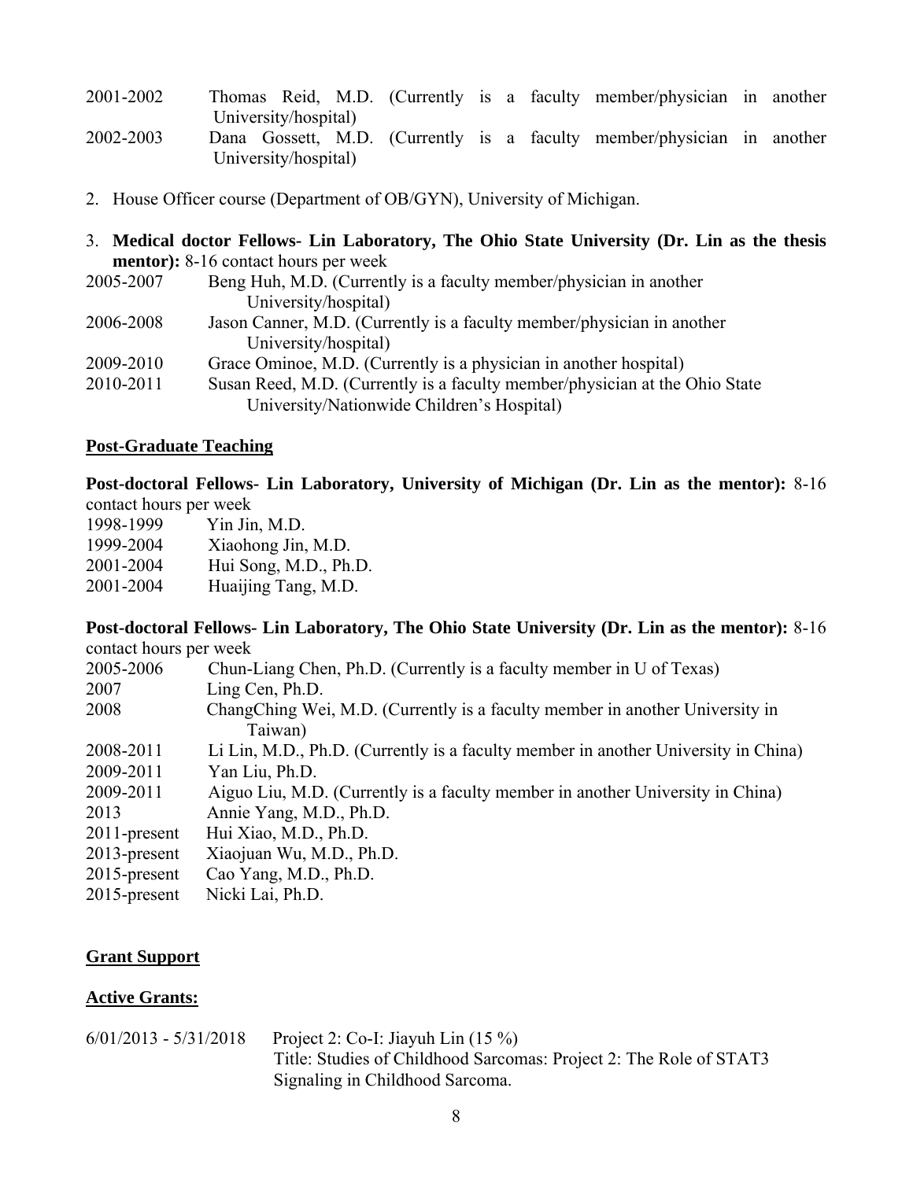2001-2002 Thomas Reid, M.D. (Currently is a faculty member/physician in another University/hospital)

2002-2003 Dana Gossett, M.D. (Currently is a faculty member/physician in another University/hospital)

2. House Officer course (Department of OB/GYN), University of Michigan.

3. **Medical doctor Fellows- Lin Laboratory, The Ohio State University (Dr. Lin as the thesis mentor):** 8-16 contact hours per week

2005-2007 Beng Huh, M.D. (Currently is a faculty member/physician in another University/hospital)

2006-2008 Jason Canner, M.D. (Currently is a faculty member/physician in another University/hospital)

2009-2010 Grace Ominoe, M.D. (Currently is a physician in another hospital)

2010-2011 Susan Reed, M.D. (Currently is a faculty member/physician at the Ohio State University/Nationwide Children's Hospital)

## Post-Graduate Teaching

**Post-doctoral Fellows- Lin Laboratory, University of Michigan (Dr. Lin as the mentor):** 8-16 contact hours per week

1998-1999 Yin Jin, M.D.
1999-2004 Xiaohong Jin, M.D.
2001-2004 Hui Song, M.D., Ph.D.
2001-2004 Huaijing Tang, M.D.

**Post-doctoral Fellows- Lin Laboratory, The Ohio State University (Dr. Lin as the mentor):** 8-16 contact hours per week

2005-2006 Chun-Liang Chen, Ph.D. (Currently is a faculty member in U of Texas)
2007 Ling Cen, Ph.D.
2008 ChangChing Wei, M.D. (Currently is a faculty member in another University in Taiwan)
2008-2011 Li Lin, M.D., Ph.D. (Currently is a faculty member in another University in China)
2009-2011 Yan Liu, Ph.D.
2009-2011 Aiguo Liu, M.D. (Currently is a faculty member in another University in China)
2013 Annie Yang, M.D., Ph.D.
2011-present Hui Xiao, M.D., Ph.D.
2013-present Xiaojuan Wu, M.D., Ph.D.
2015-present Cao Yang, M.D., Ph.D.
2015-present Nicki Lai, Ph.D.

## Grant Support

### Active Grants:

6/01/2013 - 5/31/2018 Project 2: Co-I: Jiayuh Lin (15 %)
Title: Studies of Childhood Sarcomas: Project 2: The Role of STAT3 Signaling in Childhood Sarcoma.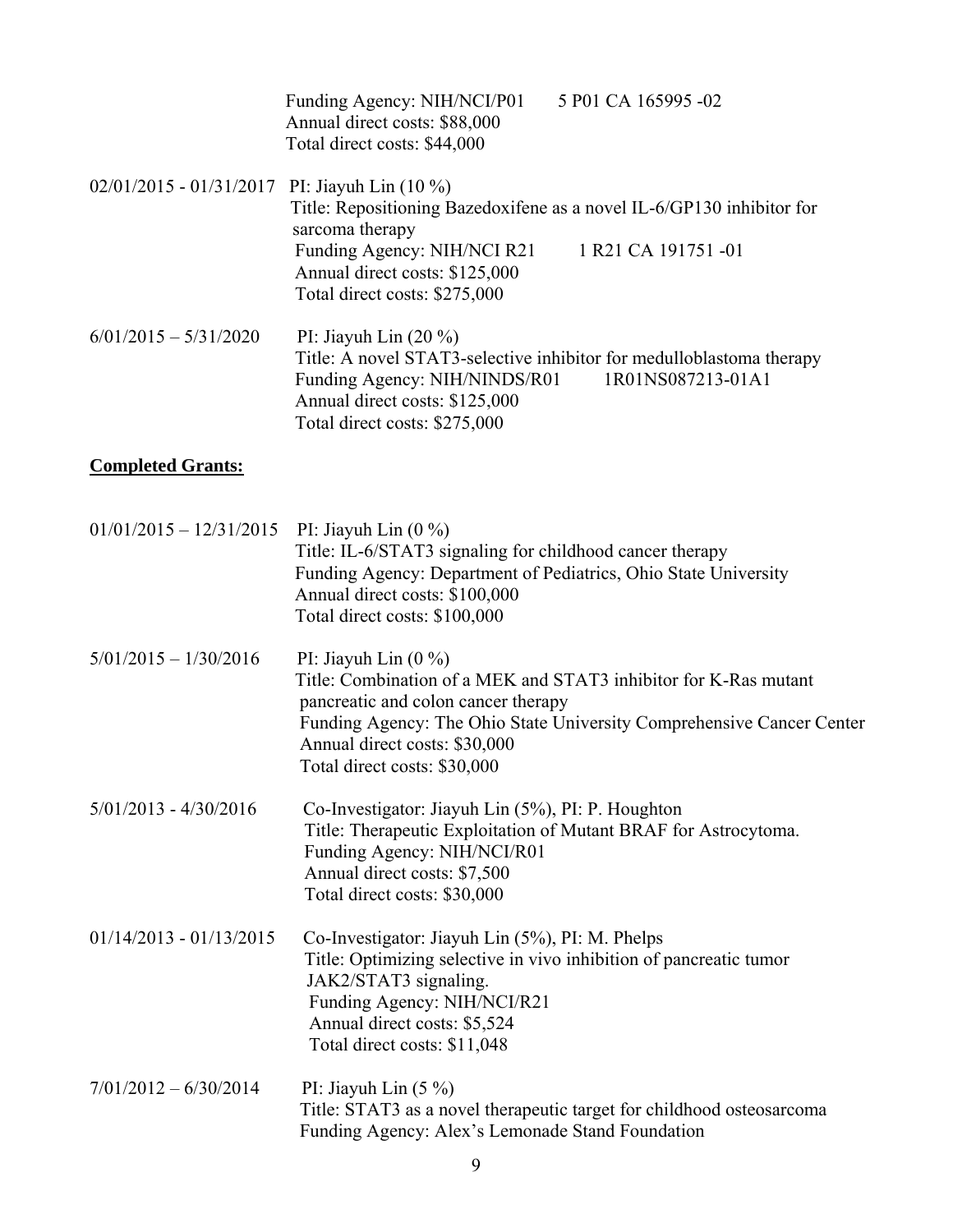Funding Agency: NIH/NCI/P01 5 P01 CA 165995 -02
Annual direct costs: $88,000
Total direct costs: $44,000

02/01/2015 - 01/31/2017 PI: Jiayuh Lin (10 %)
Title: Repositioning Bazedoxifene as a novel IL-6/GP130 inhibitor for sarcoma therapy
Funding Agency: NIH/NCI R21 1 R21 CA 191751 -01
Annual direct costs: $125,000
Total direct costs: $275,000

6/01/2015 – 5/31/2020 PI: Jiayuh Lin (20 %)
Title: A novel STAT3-selective inhibitor for medulloblastoma therapy
Funding Agency: NIH/NINDS/R01 1R01NS087213-01A1
Annual direct costs: $125,000
Total direct costs: $275,000

## Completed Grants:

01/01/2015 – 12/31/2015 PI: Jiayuh Lin (0 %)
Title: IL-6/STAT3 signaling for childhood cancer therapy
Funding Agency: Department of Pediatrics, Ohio State University
Annual direct costs: $100,000
Total direct costs: $100,000

5/01/2015 – 1/30/2016 PI: Jiayuh Lin (0 %)
Title: Combination of a MEK and STAT3 inhibitor for K-Ras mutant pancreatic and colon cancer therapy
Funding Agency: The Ohio State University Comprehensive Cancer Center
Annual direct costs: $30,000
Total direct costs: $30,000

5/01/2013 - 4/30/2016 Co-Investigator: Jiayuh Lin (5%), PI: P. Houghton
Title: Therapeutic Exploitation of Mutant BRAF for Astrocytoma.
Funding Agency: NIH/NCI/R01
Annual direct costs: $7,500
Total direct costs: $30,000

01/14/2013 - 01/13/2015 Co-Investigator: Jiayuh Lin (5%), PI: M. Phelps
Title: Optimizing selective in vivo inhibition of pancreatic tumor JAK2/STAT3 signaling.
Funding Agency: NIH/NCI/R21
Annual direct costs: $5,524
Total direct costs: $11,048

7/01/2012 – 6/30/2014 PI: Jiayuh Lin (5 %)
Title: STAT3 as a novel therapeutic target for childhood osteosarcoma
Funding Agency: Alex's Lemonade Stand Foundation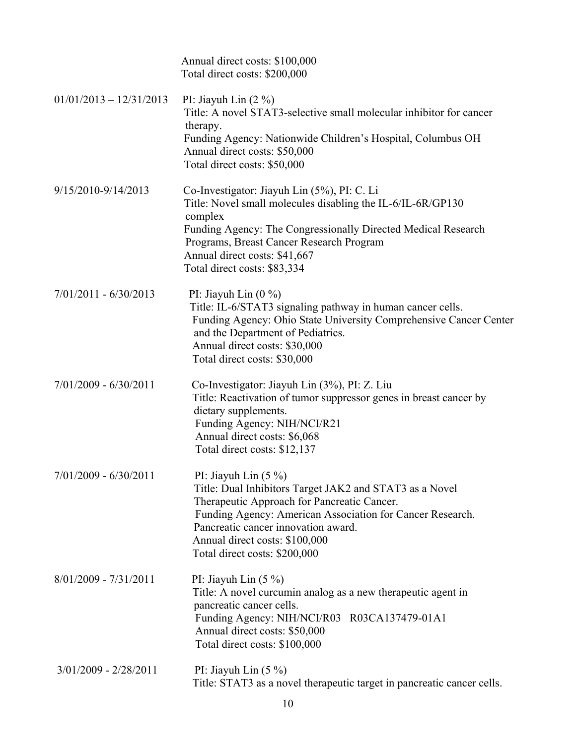Annual direct costs: $100,000
Total direct costs: $200,000

01/01/2013 – 12/31/2013 PI: Jiayuh Lin (2 %)
Title: A novel STAT3-selective small molecular inhibitor for cancer therapy.
Funding Agency: Nationwide Children's Hospital, Columbus OH
Annual direct costs: $50,000
Total direct costs: $50,000

9/15/2010-9/14/2013 Co-Investigator: Jiayuh Lin (5%), PI: C. Li
Title: Novel small molecules disabling the IL-6/IL-6R/GP130 complex
Funding Agency: The Congressionally Directed Medical Research Programs, Breast Cancer Research Program
Annual direct costs: $41,667
Total direct costs: $83,334

7/01/2011 - 6/30/2013 PI: Jiayuh Lin (0 %)
Title: IL-6/STAT3 signaling pathway in human cancer cells.
Funding Agency: Ohio State University Comprehensive Cancer Center and the Department of Pediatrics.
Annual direct costs: $30,000
Total direct costs: $30,000

7/01/2009 - 6/30/2011 Co-Investigator: Jiayuh Lin (3%), PI: Z. Liu
Title: Reactivation of tumor suppressor genes in breast cancer by dietary supplements.
Funding Agency: NIH/NCI/R21
Annual direct costs: $6,068
Total direct costs: $12,137

7/01/2009 - 6/30/2011 PI: Jiayuh Lin (5 %)
Title: Dual Inhibitors Target JAK2 and STAT3 as a Novel Therapeutic Approach for Pancreatic Cancer.
Funding Agency: American Association for Cancer Research. Pancreatic cancer innovation award.
Annual direct costs: $100,000
Total direct costs: $200,000

8/01/2009 - 7/31/2011 PI: Jiayuh Lin (5 %)
Title: A novel curcumin analog as a new therapeutic agent in pancreatic cancer cells.
Funding Agency: NIH/NCI/R03 R03CA137479-01A1
Annual direct costs: $50,000
Total direct costs: $100,000

3/01/2009 - 2/28/2011 PI: Jiayuh Lin (5 %)
Title: STAT3 as a novel therapeutic target in pancreatic cancer cells.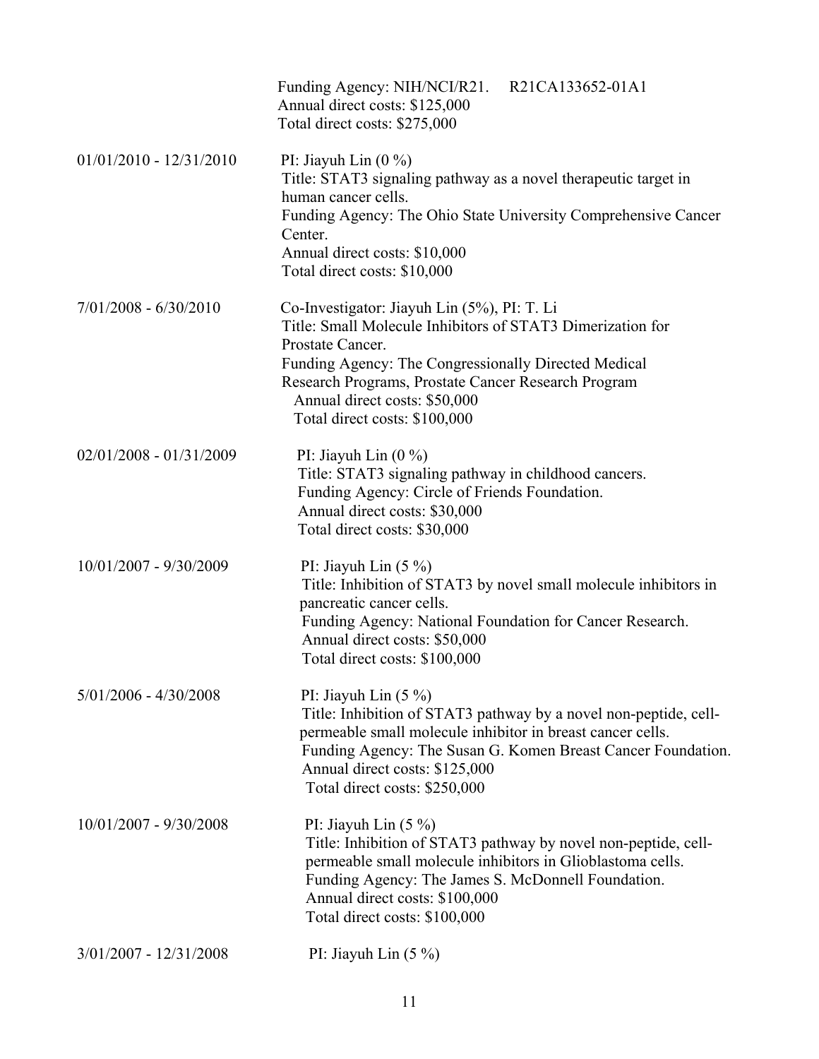Funding Agency: NIH/NCI/R21. R21CA133652-01A1
Annual direct costs: $125,000
Total direct costs: $275,000

01/01/2010 - 12/31/2010

PI: Jiayuh Lin (0 %)
Title: STAT3 signaling pathway as a novel therapeutic target in human cancer cells.
Funding Agency: The Ohio State University Comprehensive Cancer Center.
Annual direct costs: $10,000
Total direct costs: $10,000

7/01/2008 - 6/30/2010

Co-Investigator: Jiayuh Lin (5%), PI: T. Li
Title: Small Molecule Inhibitors of STAT3 Dimerization for Prostate Cancer.
Funding Agency: The Congressionally Directed Medical Research Programs, Prostate Cancer Research Program
Annual direct costs: $50,000
Total direct costs: $100,000

02/01/2008 - 01/31/2009

PI: Jiayuh Lin (0 %)
Title: STAT3 signaling pathway in childhood cancers.
Funding Agency: Circle of Friends Foundation.
Annual direct costs: $30,000
Total direct costs: $30,000

10/01/2007 - 9/30/2009

PI: Jiayuh Lin (5 %)
Title: Inhibition of STAT3 by novel small molecule inhibitors in pancreatic cancer cells.
Funding Agency: National Foundation for Cancer Research.
Annual direct costs: $50,000
Total direct costs: $100,000

5/01/2006 - 4/30/2008

PI: Jiayuh Lin (5 %)
Title: Inhibition of STAT3 pathway by a novel non-peptide, cell-permeable small molecule inhibitor in breast cancer cells.
Funding Agency: The Susan G. Komen Breast Cancer Foundation.
Annual direct costs: $125,000
Total direct costs: $250,000

10/01/2007 - 9/30/2008

PI: Jiayuh Lin (5 %)
Title: Inhibition of STAT3 pathway by novel non-peptide, cell-permeable small molecule inhibitors in Glioblastoma cells.
Funding Agency: The James S. McDonnell Foundation.
Annual direct costs: $100,000
Total direct costs: $100,000

3/01/2007 - 12/31/2008

PI: Jiayuh Lin (5 %)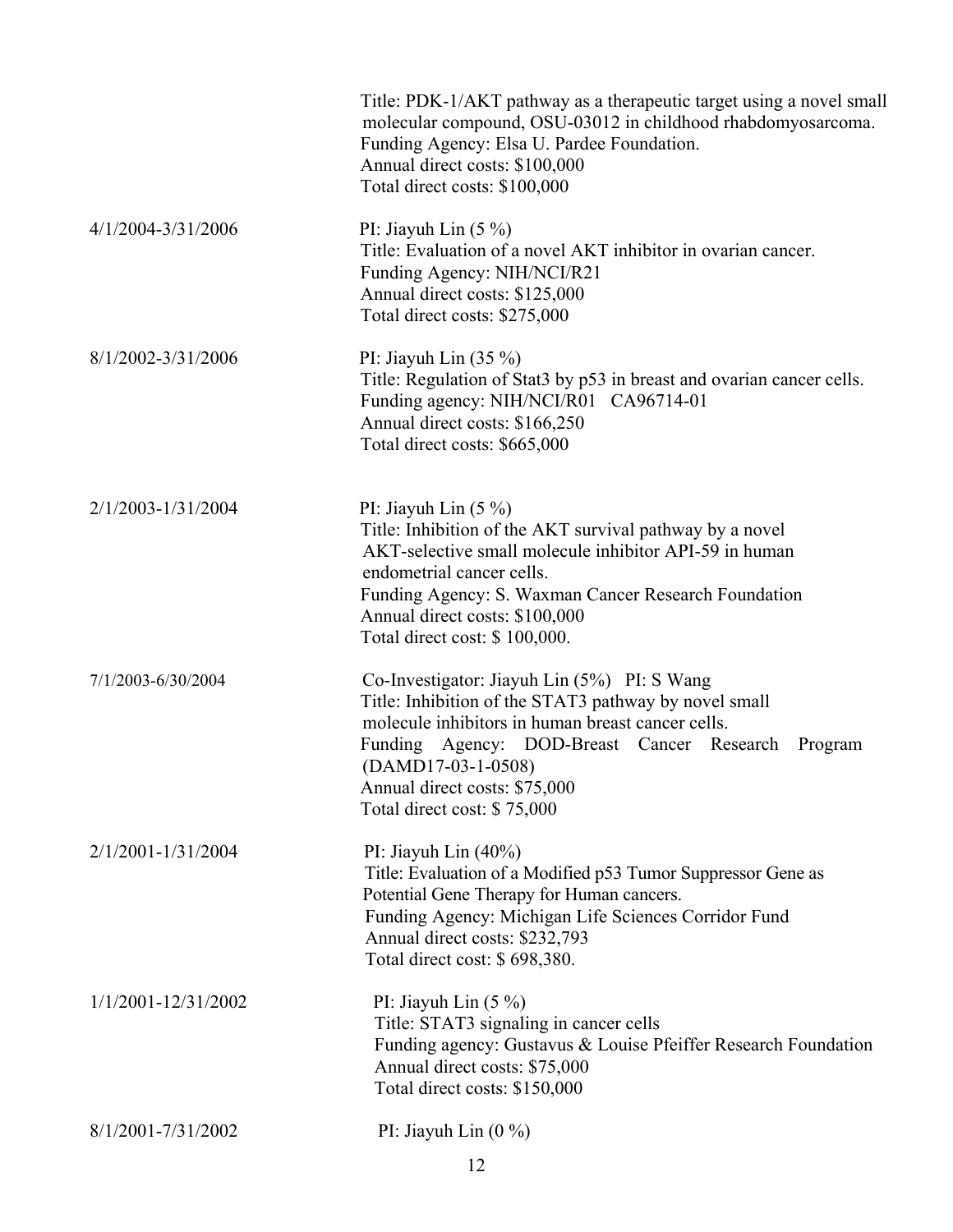Title: PDK-1/AKT pathway as a therapeutic target using a novel small molecular compound, OSU-03012 in childhood rhabdomyosarcoma.
Funding Agency: Elsa U. Pardee Foundation.
Annual direct costs: $100,000
Total direct costs: $100,000

4/1/2004-3/31/2006 PI: Jiayuh Lin (5 %)
Title: Evaluation of a novel AKT inhibitor in ovarian cancer.
Funding Agency: NIH/NCI/R21
Annual direct costs: $125,000
Total direct costs: $275,000

8/1/2002-3/31/2006 PI: Jiayuh Lin (35 %)
Title: Regulation of Stat3 by p53 in breast and ovarian cancer cells.
Funding agency: NIH/NCI/R01 CA96714-01
Annual direct costs: $166,250
Total direct costs: $665,000

2/1/2003-1/31/2004 PI: Jiayuh Lin (5 %)
Title: Inhibition of the AKT survival pathway by a novel AKT-selective small molecule inhibitor API-59 in human endometrial cancer cells.
Funding Agency: S. Waxman Cancer Research Foundation
Annual direct costs: $100,000
Total direct cost: $ 100,000.

7/1/2003-6/30/2004 Co-Investigator: Jiayuh Lin (5%) PI: S Wang
Title: Inhibition of the STAT3 pathway by novel small molecule inhibitors in human breast cancer cells.
Funding Agency: DOD-Breast Cancer Research Program (DAMD17-03-1-0508)
Annual direct costs: $75,000
Total direct cost: $ 75,000

2/1/2001-1/31/2004 PI: Jiayuh Lin (40%)
Title: Evaluation of a Modified p53 Tumor Suppressor Gene as Potential Gene Therapy for Human cancers.
Funding Agency: Michigan Life Sciences Corridor Fund
Annual direct costs: $232,793
Total direct cost: $ 698,380.

1/1/2001-12/31/2002 PI: Jiayuh Lin (5 %)
Title: STAT3 signaling in cancer cells
Funding agency: Gustavus & Louise Pfeiffer Research Foundation
Annual direct costs: $75,000
Total direct costs: $150,000

8/1/2001-7/31/2002 PI: Jiayuh Lin (0 %)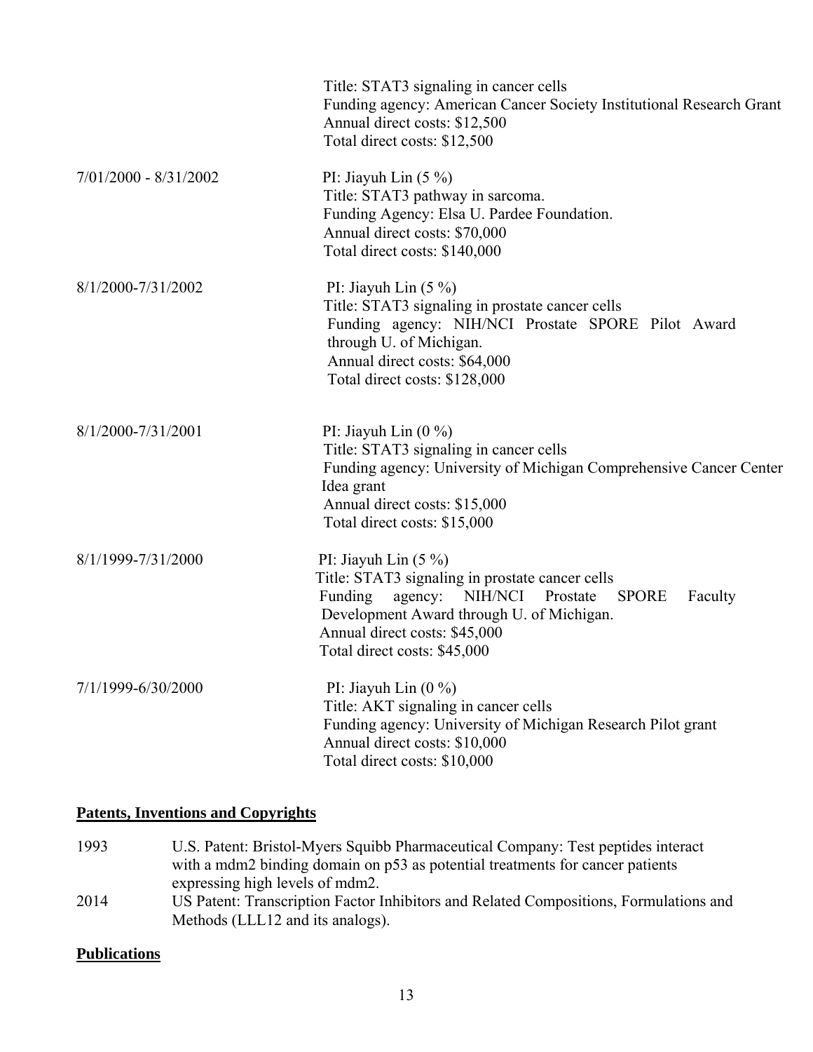Title: STAT3 signaling in cancer cells
Funding agency: American Cancer Society Institutional Research Grant
Annual direct costs: $12,500
Total direct costs: $12,500

7/01/2000 - 8/31/2002

PI: Jiayuh Lin (5 %)
Title: STAT3 pathway in sarcoma.
Funding Agency: Elsa U. Pardee Foundation.
Annual direct costs: $70,000
Total direct costs: $140,000

8/1/2000-7/31/2002

PI: Jiayuh Lin (5 %)
Title: STAT3 signaling in prostate cancer cells
Funding agency: NIH/NCI Prostate SPORE Pilot Award through U. of Michigan.
Annual direct costs: $64,000
Total direct costs: $128,000

8/1/2000-7/31/2001

PI: Jiayuh Lin (0 %)
Title: STAT3 signaling in cancer cells
Funding agency: University of Michigan Comprehensive Cancer Center Idea grant
Annual direct costs: $15,000
Total direct costs: $15,000

8/1/1999-7/31/2000

PI: Jiayuh Lin (5 %)
Title: STAT3 signaling in prostate cancer cells
Funding agency: NIH/NCI Prostate SPORE Faculty Development Award through U. of Michigan.
Annual direct costs: $45,000
Total direct costs: $45,000

7/1/1999-6/30/2000

PI: Jiayuh Lin (0 %)
Title: AKT signaling in cancer cells
Funding agency: University of Michigan Research Pilot grant
Annual direct costs: $10,000
Total direct costs: $10,000

## Patents, Inventions and Copyrights

1993 U.S. Patent: Bristol-Myers Squibb Pharmaceutical Company: Test peptides interact with a mdm2 binding domain on p53 as potential treatments for cancer patients expressing high levels of mdm2.

2014 US Patent: Transcription Factor Inhibitors and Related Compositions, Formulations and Methods (LLL12 and its analogs).

## Publications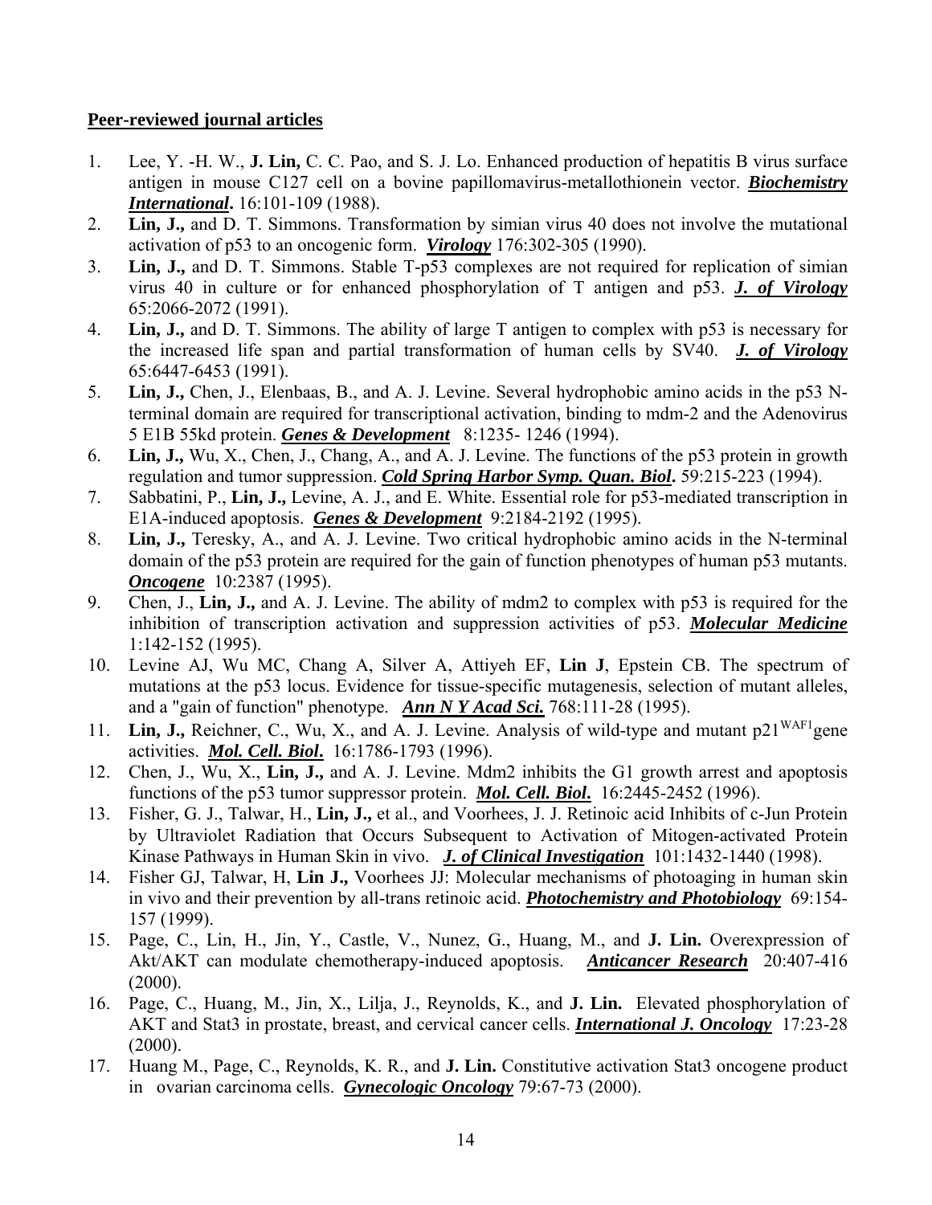## Peer-reviewed journal articles

1. Lee, Y. -H. W., **J. Lin,** C. C. Pao, and S. J. Lo. Enhanced production of hepatitis B virus surface antigen in mouse C127 cell on a bovine papillomavirus-metallothionein vector. ***Biochemistry International*****.** 16:101-109 (1988).
2. **Lin, J.,** and D. T. Simmons. Transformation by simian virus 40 does not involve the mutational activation of p53 to an oncogenic form. ***Virology*** 176:302-305 (1990).
3. **Lin, J.,** and D. T. Simmons. Stable T-p53 complexes are not required for replication of simian virus 40 in culture or for enhanced phosphorylation of T antigen and p53. ***J. of Virology*** 65:2066-2072 (1991).
4. **Lin, J.,** and D. T. Simmons. The ability of large T antigen to complex with p53 is necessary for the increased life span and partial transformation of human cells by SV40. ***J. of Virology*** 65:6447-6453 (1991).
5. **Lin, J.,** Chen, J., Elenbaas, B., and A. J. Levine. Several hydrophobic amino acids in the p53 N-terminal domain are required for transcriptional activation, binding to mdm-2 and the Adenovirus 5 E1B 55kd protein. ***Genes & Development*** 8:1235- 1246 (1994).
6. **Lin, J.,** Wu, X., Chen, J., Chang, A., and A. J. Levine. The functions of the p53 protein in growth regulation and tumor suppression. ***Cold Spring Harbor Symp. Quan. Biol*****.** 59:215-223 (1994).
7. Sabbatini, P., **Lin, J.,** Levine, A. J., and E. White. Essential role for p53-mediated transcription in E1A-induced apoptosis. ***Genes & Development*** 9:2184-2192 (1995).
8. **Lin, J.,** Teresky, A., and A. J. Levine. Two critical hydrophobic amino acids in the N-terminal domain of the p53 protein are required for the gain of function phenotypes of human p53 mutants. ***Oncogene*** 10:2387 (1995).
9. Chen, J., **Lin, J.,** and A. J. Levine. The ability of mdm2 to complex with p53 is required for the inhibition of transcription activation and suppression activities of p53. ***Molecular Medicine*** 1:142-152 (1995).
10. Levine AJ, Wu MC, Chang A, Silver A, Attiyeh EF, **Lin J**, Epstein CB. The spectrum of mutations at the p53 locus. Evidence for tissue-specific mutagenesis, selection of mutant alleles, and a "gain of function" phenotype. ***Ann N Y Acad Sci.*** 768:111-28 (1995).
11. **Lin, J.,** Reichner, C., Wu, X., and A. J. Levine. Analysis of wild-type and mutant p21$^{WAF1}$gene activities. ***Mol. Cell. Biol*****.** 16:1786-1793 (1996).
12. Chen, J., Wu, X., **Lin, J.,** and A. J. Levine. Mdm2 inhibits the G1 growth arrest and apoptosis functions of the p53 tumor suppressor protein. ***Mol. Cell. Biol.*** 16:2445-2452 (1996).
13. Fisher, G. J., Talwar, H., **Lin, J.,** et al., and Voorhees, J. J. Retinoic acid Inhibits of c-Jun Protein by Ultraviolet Radiation that Occurs Subsequent to Activation of Mitogen-activated Protein Kinase Pathways in Human Skin in vivo. ***J. of Clinical Investigation*** 101:1432-1440 (1998).
14. Fisher GJ, Talwar, H, **Lin J.,** Voorhees JJ: Molecular mechanisms of photoaging in human skin in vivo and their prevention by all-trans retinoic acid. ***Photochemistry and Photobiology*** 69:154-157 (1999).
15. Page, C., Lin, H., Jin, Y., Castle, V., Nunez, G., Huang, M., and **J. Lin.** Overexpression of Akt/AKT can modulate chemotherapy-induced apoptosis. ***Anticancer Research*** 20:407-416 (2000).
16. Page, C., Huang, M., Jin, X., Lilja, J., Reynolds, K., and **J. Lin.** Elevated phosphorylation of AKT and Stat3 in prostate, breast, and cervical cancer cells. ***International J. Oncology*** 17:23-28 (2000).
17. Huang M., Page, C., Reynolds, K. R., and **J. Lin.** Constitutive activation Stat3 oncogene product in ovarian carcinoma cells. ***Gynecologic Oncology*** 79:67-73 (2000).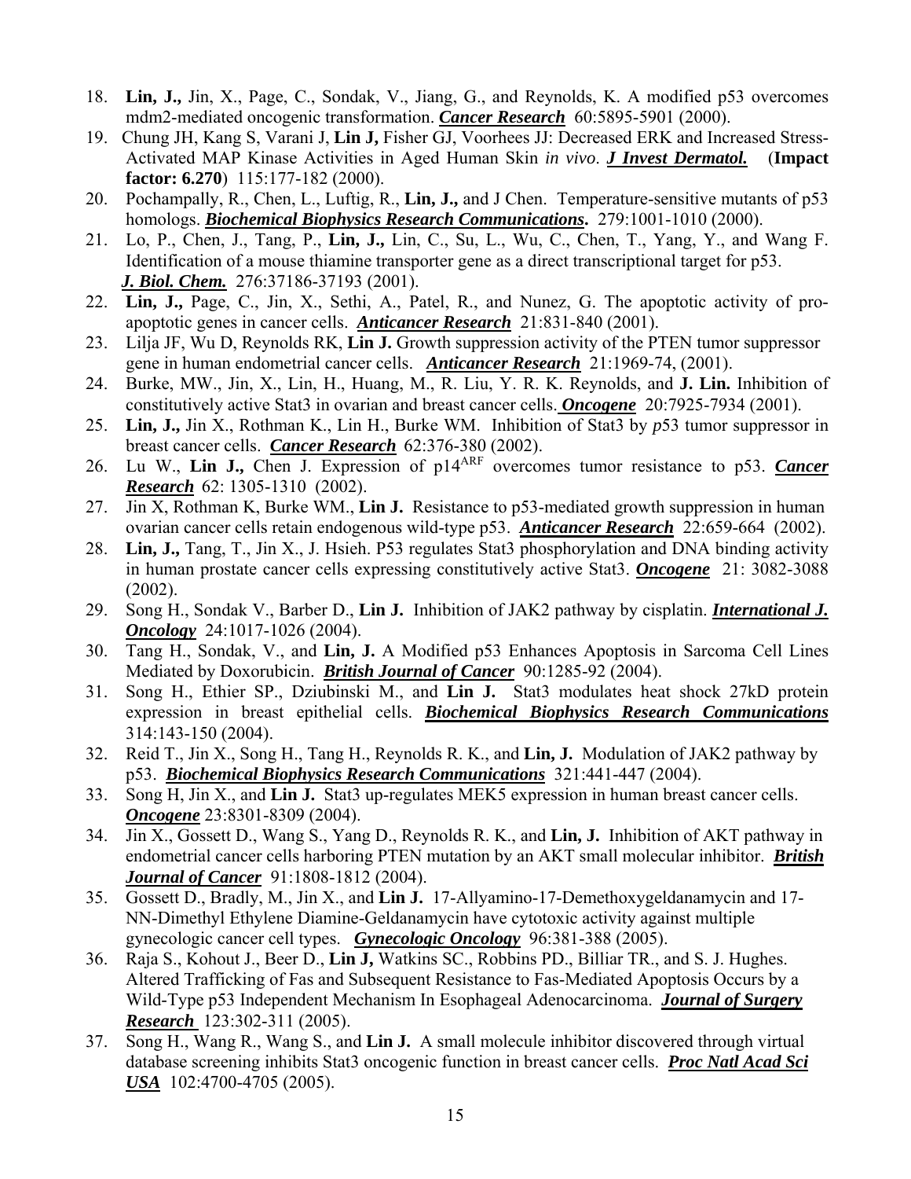18. **Lin, J.,** Jin, X., Page, C., Sondak, V., Jiang, G., and Reynolds, K. A modified p53 overcomes mdm2-mediated oncogenic transformation. ***Cancer Research*** 60:5895-5901 (2000).
19. Chung JH, Kang S, Varani J, **Lin J,** Fisher GJ, Voorhees JJ: Decreased ERK and Increased Stress-Activated MAP Kinase Activities in Aged Human Skin *in vivo*. ***J Invest Dermatol.*** (**Impact factor: 6.270**) 115:177-182 (2000).
20. Pochampally, R., Chen, L., Luftig, R., **Lin, J.,** and J Chen. Temperature-sensitive mutants of p53 homologs. ***Biochemical Biophysics Research Communications*.** 279:1001-1010 (2000).
21. Lo, P., Chen, J., Tang, P., **Lin, J.,** Lin, C., Su, L., Wu, C., Chen, T., Yang, Y., and Wang F. Identification of a mouse thiamine transporter gene as a direct transcriptional target for p53. ***J. Biol. Chem.*** 276:37186-37193 (2001).
22. **Lin, J.,** Page, C., Jin, X., Sethi, A., Patel, R., and Nunez, G. The apoptotic activity of pro-apoptotic genes in cancer cells. ***Anticancer Research*** 21:831-840 (2001).
23. Lilja JF, Wu D, Reynolds RK, **Lin J.** Growth suppression activity of the PTEN tumor suppressor gene in human endometrial cancer cells. ***Anticancer Research*** 21:1969-74, (2001).
24. Burke, MW., Jin, X., Lin, H., Huang, M., R. Liu, Y. R. K. Reynolds, and **J. Lin.** Inhibition of constitutively active Stat3 in ovarian and breast cancer cells. ***Oncogene*** 20:7925-7934 (2001).
25. **Lin, J.,** Jin X., Rothman K., Lin H., Burke WM. Inhibition of Stat3 by *p*53 tumor suppressor in breast cancer cells. ***Cancer Research*** 62:376-380 (2002).
26. Lu W., **Lin J.,** Chen J. Expression of p14$^{ARF}$ overcomes tumor resistance to p53. ***Cancer Research*** 62: 1305-1310 (2002).
27. Jin X, Rothman K, Burke WM., **Lin J.** Resistance to p53-mediated growth suppression in human ovarian cancer cells retain endogenous wild-type p53. ***Anticancer Research*** 22:659-664 (2002).
28. **Lin, J.,** Tang, T., Jin X., J. Hsieh. P53 regulates Stat3 phosphorylation and DNA binding activity in human prostate cancer cells expressing constitutively active Stat3. ***Oncogene*** 21: 3082-3088 (2002).
29. Song H., Sondak V., Barber D., **Lin J.** Inhibition of JAK2 pathway by cisplatin. ***International J. Oncology*** 24:1017-1026 (2004).
30. Tang H., Sondak, V., and **Lin, J.** A Modified p53 Enhances Apoptosis in Sarcoma Cell Lines Mediated by Doxorubicin. ***British Journal of Cancer*** 90:1285-92 (2004).
31. Song H., Ethier SP., Dziubinski M., and **Lin J.** Stat3 modulates heat shock 27kD protein expression in breast epithelial cells. ***Biochemical Biophysics Research Communications*** 314:143-150 (2004).
32. Reid T., Jin X., Song H., Tang H., Reynolds R. K., and **Lin, J.** Modulation of JAK2 pathway by p53. ***Biochemical Biophysics Research Communications*** 321:441-447 (2004).
33. Song H, Jin X., and **Lin J.** Stat3 up-regulates MEK5 expression in human breast cancer cells. ***Oncogene*** 23:8301-8309 (2004).
34. Jin X., Gossett D., Wang S., Yang D., Reynolds R. K., and **Lin, J.** Inhibition of AKT pathway in endometrial cancer cells harboring PTEN mutation by an AKT small molecular inhibitor. ***British Journal of Cancer*** 91:1808-1812 (2004).
35. Gossett D., Bradly, M., Jin X., and **Lin J.** 17-Allyamino-17-Demethoxygeldanamycin and 17-NN-Dimethyl Ethylene Diamine-Geldanamycin have cytotoxic activity against multiple gynecologic cancer cell types. ***Gynecologic Oncology*** 96:381-388 (2005).
36. Raja S., Kohout J., Beer D., **Lin J,** Watkins SC., Robbins PD., Billiar TR., and S. J. Hughes. Altered Trafficking of Fas and Subsequent Resistance to Fas-Mediated Apoptosis Occurs by a Wild-Type p53 Independent Mechanism In Esophageal Adenocarcinoma. ***Journal of Surgery Research*** 123:302-311 (2005).
37. Song H., Wang R., Wang S., and **Lin J.** A small molecule inhibitor discovered through virtual database screening inhibits Stat3 oncogenic function in breast cancer cells. ***Proc Natl Acad Sci USA*** 102:4700-4705 (2005).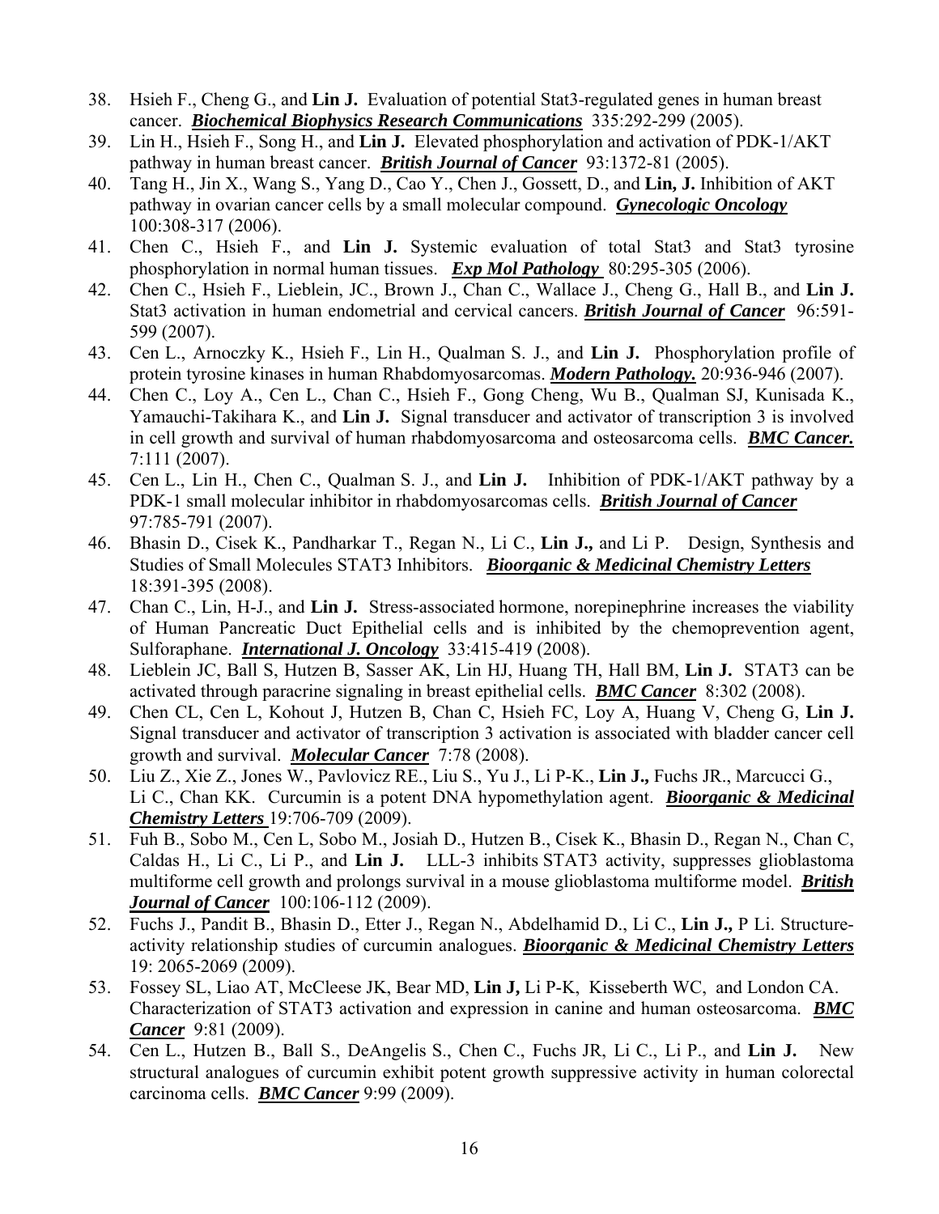38. Hsieh F., Cheng G., and **Lin J.** Evaluation of potential Stat3-regulated genes in human breast cancer. ***Biochemical Biophysics Research Communications*** 335:292-299 (2005).
39. Lin H., Hsieh F., Song H., and **Lin J.** Elevated phosphorylation and activation of PDK-1/AKT pathway in human breast cancer. ***British Journal of Cancer*** 93:1372-81 (2005).
40. Tang H., Jin X., Wang S., Yang D., Cao Y., Chen J., Gossett, D., and **Lin, J.** Inhibition of AKT pathway in ovarian cancer cells by a small molecular compound. ***Gynecologic Oncology*** 100:308-317 (2006).
41. Chen C., Hsieh F., and **Lin J.** Systemic evaluation of total Stat3 and Stat3 tyrosine phosphorylation in normal human tissues. ***Exp Mol Pathology*** 80:295-305 (2006).
42. Chen C., Hsieh F., Lieblein, JC., Brown J., Chan C., Wallace J., Cheng G., Hall B., and **Lin J.** Stat3 activation in human endometrial and cervical cancers. ***British Journal of Cancer*** 96:591-599 (2007).
43. Cen L., Arnoczky K., Hsieh F., Lin H., Qualman S. J., and **Lin J.** Phosphorylation profile of protein tyrosine kinases in human Rhabdomyosarcomas. ***Modern Pathology.*** 20:936-946 (2007).
44. Chen C., Loy A., Cen L., Chan C., Hsieh F., Gong Cheng, Wu B., Qualman SJ, Kunisada K., Yamauchi-Takihara K., and **Lin J.** Signal transducer and activator of transcription 3 is involved in cell growth and survival of human rhabdomyosarcoma and osteosarcoma cells. ***BMC Cancer.*** 7:111 (2007).
45. Cen L., Lin H., Chen C., Qualman S. J., and **Lin J.** Inhibition of PDK-1/AKT pathway by a PDK-1 small molecular inhibitor in rhabdomyosarcomas cells. ***British Journal of Cancer*** 97:785-791 (2007).
46. Bhasin D., Cisek K., Pandharkar T., Regan N., Li C., **Lin J.,** and Li P. Design, Synthesis and Studies of Small Molecules STAT3 Inhibitors. ***Bioorganic & Medicinal Chemistry Letters*** 18:391-395 (2008).
47. Chan C., Lin, H-J., and **Lin J.** Stress-associated hormone, norepinephrine increases the viability of Human Pancreatic Duct Epithelial cells and is inhibited by the chemoprevention agent, Sulforaphane. ***International J. Oncology*** 33:415-419 (2008).
48. Lieblein JC, Ball S, Hutzen B, Sasser AK, Lin HJ, Huang TH, Hall BM, **Lin J.** STAT3 can be activated through paracrine signaling in breast epithelial cells. ***BMC Cancer*** 8:302 (2008).
49. Chen CL, Cen L, Kohout J, Hutzen B, Chan C, Hsieh FC, Loy A, Huang V, Cheng G, **Lin J.** Signal transducer and activator of transcription 3 activation is associated with bladder cancer cell growth and survival. ***Molecular Cancer*** 7:78 (2008).
50. Liu Z., Xie Z., Jones W., Pavlovicz RE., Liu S., Yu J., Li P-K., **Lin J.,** Fuchs JR., Marcucci G., Li C., Chan KK. Curcumin is a potent DNA hypomethylation agent. ***Bioorganic & Medicinal Chemistry Letters*** 19:706-709 (2009).
51. Fuh B., Sobo M., Cen L, Sobo M., Josiah D., Hutzen B., Cisek K., Bhasin D., Regan N., Chan C, Caldas H., Li C., Li P., and **Lin J.** LLL-3 inhibits STAT3 activity, suppresses glioblastoma multiforme cell growth and prolongs survival in a mouse glioblastoma multiforme model. ***British Journal of Cancer*** 100:106-112 (2009).
52. Fuchs J., Pandit B., Bhasin D., Etter J., Regan N., Abdelhamid D., Li C., **Lin J.,** P Li. Structure-activity relationship studies of curcumin analogues. ***Bioorganic & Medicinal Chemistry Letters*** 19: 2065-2069 (2009).
53. Fossey SL, Liao AT, McCleese JK, Bear MD, **Lin J,** Li P-K, Kisseberth WC, and London CA. Characterization of STAT3 activation and expression in canine and human osteosarcoma. ***BMC Cancer*** 9:81 (2009).
54. Cen L., Hutzen B., Ball S., DeAngelis S., Chen C., Fuchs JR, Li C., Li P., and **Lin J.** New structural analogues of curcumin exhibit potent growth suppressive activity in human colorectal carcinoma cells. ***BMC Cancer*** 9:99 (2009).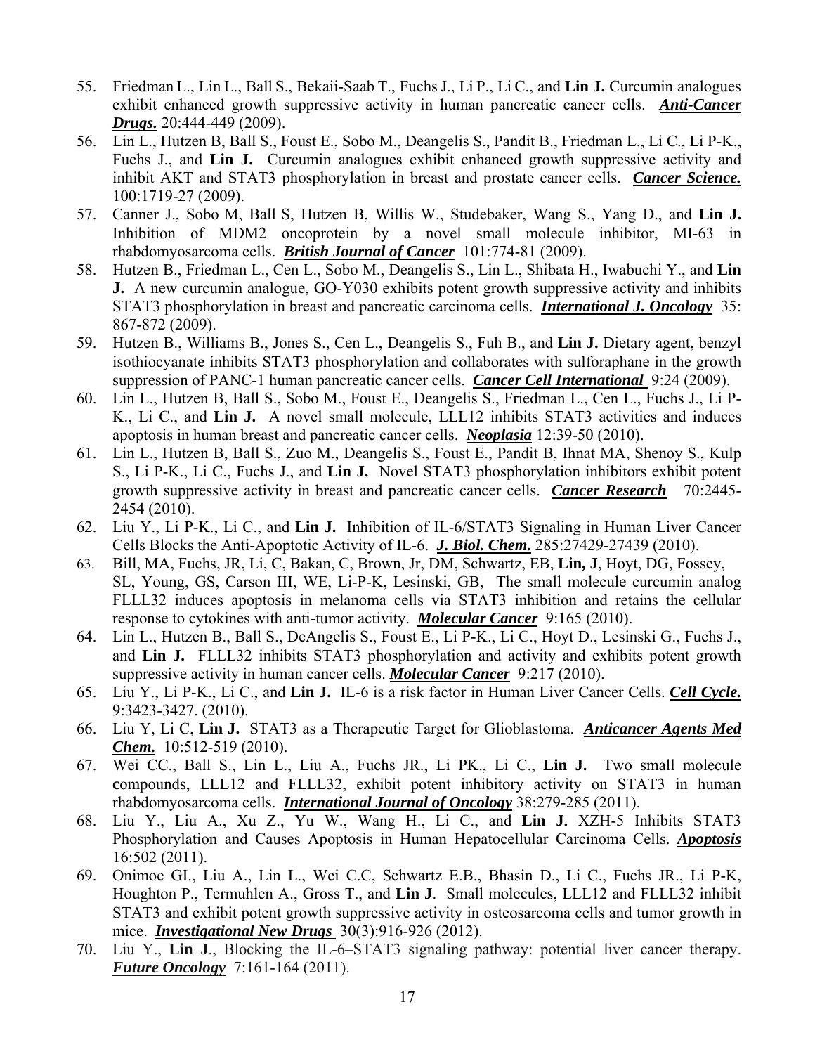55. Friedman L., Lin L., Ball S., Bekaii-Saab T., Fuchs J., Li P., Li C., and **Lin J.** Curcumin analogues exhibit enhanced growth suppressive activity in human pancreatic cancer cells. ***Anti-Cancer Drugs.*** 20:444-449 (2009).
56. Lin L., Hutzen B, Ball S., Foust E., Sobo M., Deangelis S., Pandit B., Friedman L., Li C., Li P-K., Fuchs J., and **Lin J.** Curcumin analogues exhibit enhanced growth suppressive activity and inhibit AKT and STAT3 phosphorylation in breast and prostate cancer cells. ***Cancer Science.*** 100:1719-27 (2009).
57. Canner J., Sobo M, Ball S, Hutzen B, Willis W., Studebaker, Wang S., Yang D., and **Lin J.** Inhibition of MDM2 oncoprotein by a novel small molecule inhibitor, MI-63 in rhabdomyosarcoma cells. ***British Journal of Cancer*** 101:774-81 (2009).
58. Hutzen B., Friedman L., Cen L., Sobo M., Deangelis S., Lin L., Shibata H., Iwabuchi Y., and **Lin J.** A new curcumin analogue, GO-Y030 exhibits potent growth suppressive activity and inhibits STAT3 phosphorylation in breast and pancreatic carcinoma cells. ***International J. Oncology*** 35: 867-872 (2009).
59. Hutzen B., Williams B., Jones S., Cen L., Deangelis S., Fuh B., and **Lin J.** Dietary agent, benzyl isothiocyanate inhibits STAT3 phosphorylation and collaborates with sulforaphane in the growth suppression of PANC-1 human pancreatic cancer cells. ***Cancer Cell International*** 9:24 (2009).
60. Lin L., Hutzen B, Ball S., Sobo M., Foust E., Deangelis S., Friedman L., Cen L., Fuchs J., Li P-K., Li C., and **Lin J.** A novel small molecule, LLL12 inhibits STAT3 activities and induces apoptosis in human breast and pancreatic cancer cells. ***Neoplasia*** 12:39-50 (2010).
61. Lin L., Hutzen B, Ball S., Zuo M., Deangelis S., Foust E., Pandit B, Ihnat MA, Shenoy S., Kulp S., Li P-K., Li C., Fuchs J., and **Lin J.** Novel STAT3 phosphorylation inhibitors exhibit potent growth suppressive activity in breast and pancreatic cancer cells. ***Cancer Research*** 70:2445-2454 (2010).
62. Liu Y., Li P-K., Li C., and **Lin J.** Inhibition of IL-6/STAT3 Signaling in Human Liver Cancer Cells Blocks the Anti-Apoptotic Activity of IL-6. ***J. Biol. Chem.*** 285:27429-27439 (2010).
63. Bill, MA, Fuchs, JR, Li, C, Bakan, C, Brown, Jr, DM, Schwartz, EB, **Lin, J**, Hoyt, DG, Fossey, SL, Young, GS, Carson III, WE, Li-P-K, Lesinski, GB, The small molecule curcumin analog FLLL32 induces apoptosis in melanoma cells via STAT3 inhibition and retains the cellular response to cytokines with anti-tumor activity. ***Molecular Cancer*** 9:165 (2010).
64. Lin L., Hutzen B., Ball S., DeAngelis S., Foust E., Li P-K., Li C., Hoyt D., Lesinski G., Fuchs J., and **Lin J.** FLLL32 inhibits STAT3 phosphorylation and activity and exhibits potent growth suppressive activity in human cancer cells. ***Molecular Cancer*** 9:217 (2010).
65. Liu Y., Li P-K., Li C., and **Lin J.** IL-6 is a risk factor in Human Liver Cancer Cells. ***Cell Cycle.*** 9:3423-3427. (2010).
66. Liu Y, Li C, **Lin J.** STAT3 as a Therapeutic Target for Glioblastoma. ***Anticancer Agents Med Chem.*** 10:512-519 (2010).
67. Wei CC., Ball S., Lin L., Liu A., Fuchs JR., Li PK., Li C., **Lin J.** Two small molecule **c**ompounds, LLL12 and FLLL32, exhibit potent inhibitory activity on STAT3 in human rhabdomyosarcoma cells. ***International Journal of Oncology*** 38:279-285 (2011).
68. Liu Y., Liu A., Xu Z., Yu W., Wang H., Li C., and **Lin J.** XZH-5 Inhibits STAT3 Phosphorylation and Causes Apoptosis in Human Hepatocellular Carcinoma Cells. ***Apoptosis*** 16:502 (2011).
69. Onimoe GI., Liu A., Lin L., Wei C.C, Schwartz E.B., Bhasin D., Li C., Fuchs JR., Li P-K, Houghton P., Termuhlen A., Gross T., and **Lin J**. Small molecules, LLL12 and FLLL32 inhibit STAT3 and exhibit potent growth suppressive activity in osteosarcoma cells and tumor growth in mice. ***Investigational New Drugs*** 30(3):916-926 (2012).
70. Liu Y., **Lin J**., Blocking the IL-6–STAT3 signaling pathway: potential liver cancer therapy. ***Future Oncology*** 7:161-164 (2011).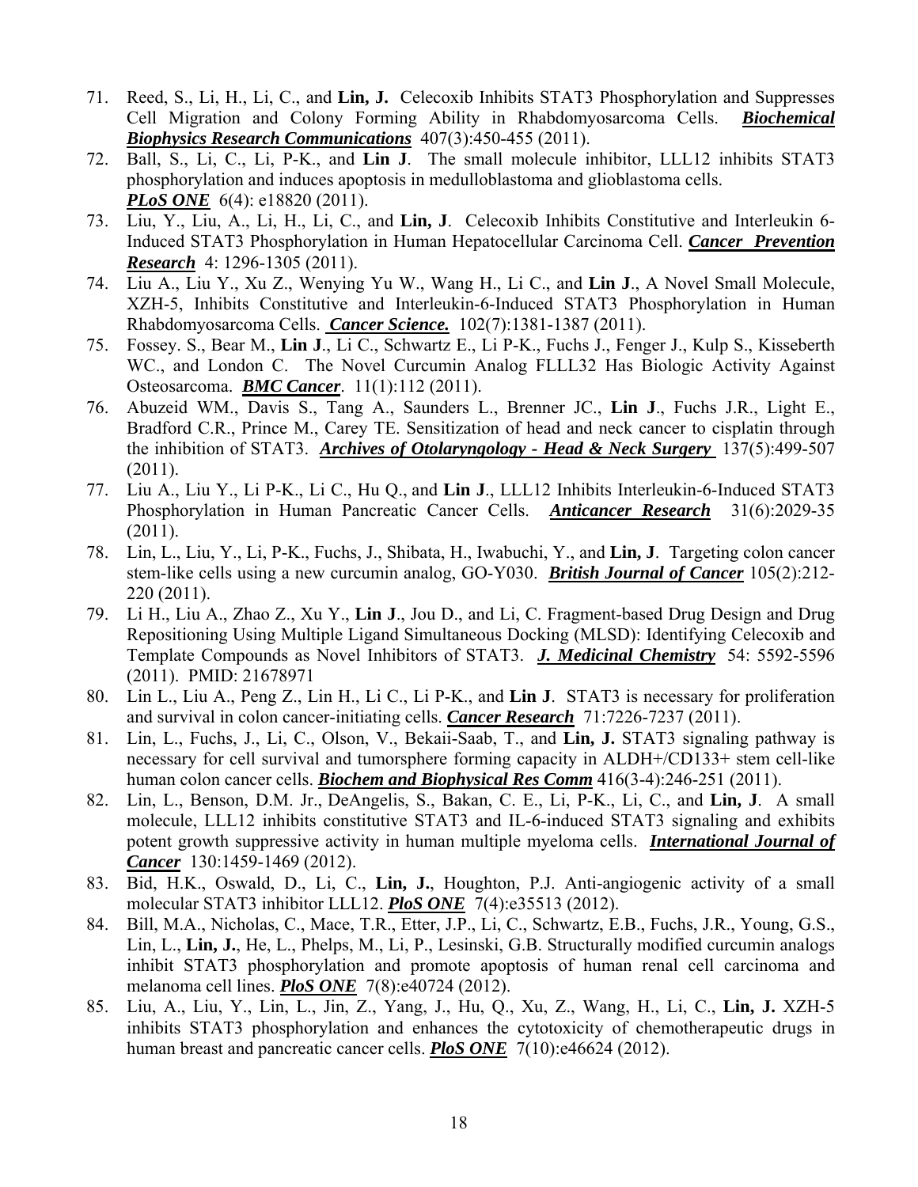71. Reed, S., Li, H., Li, C., and **Lin, J.** Celecoxib Inhibits STAT3 Phosphorylation and Suppresses Cell Migration and Colony Forming Ability in Rhabdomyosarcoma Cells. ***Biochemical Biophysics Research Communications*** 407(3):450-455 (2011).
72. Ball, S., Li, C., Li, P-K., and **Lin J**. The small molecule inhibitor, LLL12 inhibits STAT3 phosphorylation and induces apoptosis in medulloblastoma and glioblastoma cells. ***PLoS ONE*** 6(4): e18820 (2011).
73. Liu, Y., Liu, A., Li, H., Li, C., and **Lin, J**. Celecoxib Inhibits Constitutive and Interleukin 6-Induced STAT3 Phosphorylation in Human Hepatocellular Carcinoma Cell. ***Cancer Prevention Research*** 4: 1296-1305 (2011).
74. Liu A., Liu Y., Xu Z., Wenying Yu W., Wang H., Li C., and **Lin J**., A Novel Small Molecule, XZH-5, Inhibits Constitutive and Interleukin-6-Induced STAT3 Phosphorylation in Human Rhabdomyosarcoma Cells. ***Cancer Science.*** 102(7):1381-1387 (2011).
75. Fossey. S., Bear M., **Lin J**., Li C., Schwartz E., Li P-K., Fuchs J., Fenger J., Kulp S., Kisseberth WC., and London C. The Novel Curcumin Analog FLLL32 Has Biologic Activity Against Osteosarcoma. ***BMC Cancer***. 11(1):112 (2011).
76. Abuzeid WM., Davis S., Tang A., Saunders L., Brenner JC., **Lin J**., Fuchs J.R., Light E., Bradford C.R., Prince M., Carey TE. Sensitization of head and neck cancer to cisplatin through the inhibition of STAT3. ***Archives of Otolaryngology - Head & Neck Surgery*** 137(5):499-507 (2011).
77. Liu A., Liu Y., Li P-K., Li C., Hu Q., and **Lin J**., LLL12 Inhibits Interleukin-6-Induced STAT3 Phosphorylation in Human Pancreatic Cancer Cells. ***Anticancer Research*** 31(6):2029-35 (2011).
78. Lin, L., Liu, Y., Li, P-K., Fuchs, J., Shibata, H., Iwabuchi, Y., and **Lin, J**. Targeting colon cancer stem-like cells using a new curcumin analog, GO-Y030. ***British Journal of Cancer*** 105(2):212-220 (2011).
79. Li H., Liu A., Zhao Z., Xu Y., **Lin J**., Jou D., and Li, C. Fragment-based Drug Design and Drug Repositioning Using Multiple Ligand Simultaneous Docking (MLSD): Identifying Celecoxib and Template Compounds as Novel Inhibitors of STAT3. ***J. Medicinal Chemistry*** 54: 5592-5596 (2011). PMID: 21678971
80. Lin L., Liu A., Peng Z., Lin H., Li C., Li P-K., and **Lin J**. STAT3 is necessary for proliferation and survival in colon cancer-initiating cells. ***Cancer Research*** 71:7226-7237 (2011).
81. Lin, L., Fuchs, J., Li, C., Olson, V., Bekaii-Saab, T., and **Lin, J.** STAT3 signaling pathway is necessary for cell survival and tumorsphere forming capacity in ALDH+/CD133+ stem cell-like human colon cancer cells. ***Biochem and Biophysical Res Comm*** 416(3-4):246-251 (2011).
82. Lin, L., Benson, D.M. Jr., DeAngelis, S., Bakan, C. E., Li, P-K., Li, C., and **Lin, J**. A small molecule, LLL12 inhibits constitutive STAT3 and IL-6-induced STAT3 signaling and exhibits potent growth suppressive activity in human multiple myeloma cells. ***International Journal of Cancer*** 130:1459-1469 (2012).
83. Bid, H.K., Oswald, D., Li, C., **Lin, J.**, Houghton, P.J. Anti-angiogenic activity of a small molecular STAT3 inhibitor LLL12. ***PloS ONE*** 7(4):e35513 (2012).
84. Bill, M.A., Nicholas, C., Mace, T.R., Etter, J.P., Li, C., Schwartz, E.B., Fuchs, J.R., Young, G.S., Lin, L., **Lin, J.**, He, L., Phelps, M., Li, P., Lesinski, G.B. Structurally modified curcumin analogs inhibit STAT3 phosphorylation and promote apoptosis of human renal cell carcinoma and melanoma cell lines. ***PloS ONE*** 7(8):e40724 (2012).
85. Liu, A., Liu, Y., Lin, L., Jin, Z., Yang, J., Hu, Q., Xu, Z., Wang, H., Li, C., **Lin, J.** XZH-5 inhibits STAT3 phosphorylation and enhances the cytotoxicity of chemotherapeutic drugs in human breast and pancreatic cancer cells. ***PloS ONE*** 7(10):e46624 (2012).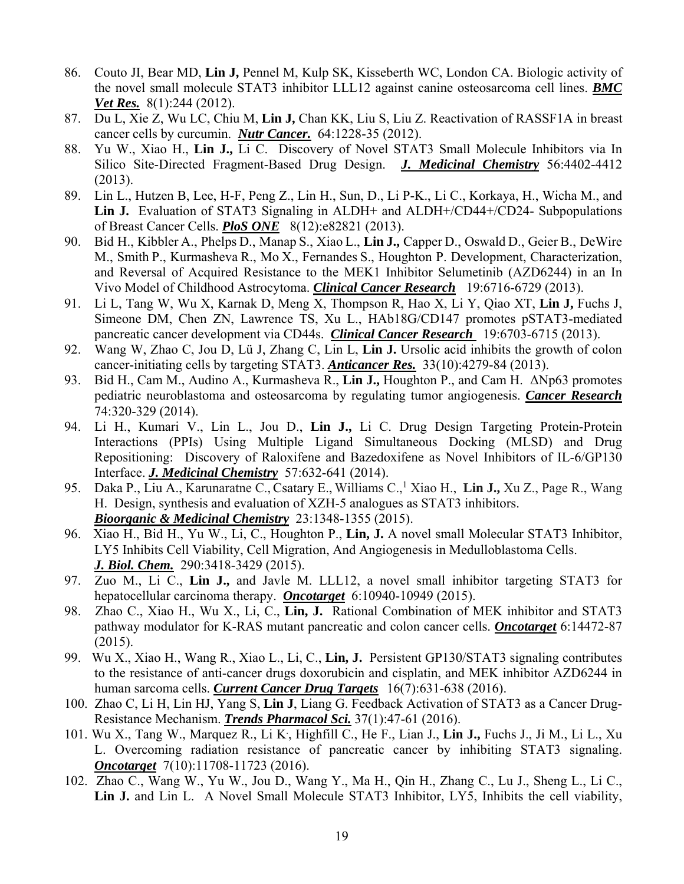86. Couto JI, Bear MD, **Lin J,** Pennel M, Kulp SK, Kisseberth WC, London CA. Biologic activity of the novel small molecule STAT3 inhibitor LLL12 against canine osteosarcoma cell lines. ***BMC Vet Res.*** 8(1):244 (2012).
87. Du L, Xie Z, Wu LC, Chiu M, **Lin J,** Chan KK, Liu S, Liu Z. Reactivation of RASSF1A in breast cancer cells by curcumin. ***Nutr Cancer.*** 64:1228-35 (2012).
88. Yu W., Xiao H., **Lin J.,** Li C. Discovery of Novel STAT3 Small Molecule Inhibitors via In Silico Site-Directed Fragment-Based Drug Design. ***J. Medicinal Chemistry*** 56:4402-4412 (2013).
89. Lin L., Hutzen B, Lee, H-F, Peng Z., Lin H., Sun, D., Li P-K., Li C., Korkaya, H., Wicha M., and **Lin J.** Evaluation of STAT3 Signaling in ALDH+ and ALDH+/CD44+/CD24- Subpopulations of Breast Cancer Cells. ***PloS ONE*** 8(12):e82821 (2013).
90. Bid H., Kibbler A., Phelps D., Manap S., Xiao L., **Lin J.,** Capper D., Oswald D., Geier B., DeWire M., Smith P., Kurmasheva R., Mo X., Fernandes S., Houghton P. Development, Characterization, and Reversal of Acquired Resistance to the MEK1 Inhibitor Selumetinib (AZD6244) in an In Vivo Model of Childhood Astrocytoma. ***Clinical Cancer Research*** 19:6716-6729 (2013).
91. Li L, Tang W, Wu X, Karnak D, Meng X, Thompson R, Hao X, Li Y, Qiao XT, **Lin J,** Fuchs J, Simeone DM, Chen ZN, Lawrence TS, Xu L., HAb18G/CD147 promotes pSTAT3-mediated pancreatic cancer development via CD44s. ***Clinical Cancer Research*** 19:6703-6715 (2013).
92. Wang W, Zhao C, Jou D, Lü J, Zhang C, Lin L, **Lin J.** Ursolic acid inhibits the growth of colon cancer-initiating cells by targeting STAT3. ***Anticancer Res.*** 33(10):4279-84 (2013).
93. Bid H., Cam M., Audino A., Kurmasheva R., **Lin J.,** Houghton P., and Cam H. ΔNp63 promotes pediatric neuroblastoma and osteosarcoma by regulating tumor angiogenesis. ***Cancer Research*** 74:320-329 (2014).
94. Li H., Kumari V., Lin L., Jou D., **Lin J.,** Li C. Drug Design Targeting Protein-Protein Interactions (PPIs) Using Multiple Ligand Simultaneous Docking (MLSD) and Drug Repositioning: Discovery of Raloxifene and Bazedoxifene as Novel Inhibitors of IL-6/GP130 Interface. ***J. Medicinal Chemistry*** 57:632-641 (2014).
95. Daka P., Liu A., Karunaratne C., Csatary E., Williams C.,[1] Xiao H., **Lin J.,** Xu Z., Page R., Wang H. Design, synthesis and evaluation of XZH-5 analogues as STAT3 inhibitors. ***Bioorganic & Medicinal Chemistry*** 23:1348-1355 (2015).
96. Xiao H., Bid H., Yu W., Li, C., Houghton P., **Lin, J.** A novel small Molecular STAT3 Inhibitor, LY5 Inhibits Cell Viability, Cell Migration, And Angiogenesis in Medulloblastoma Cells. ***J. Biol. Chem.*** 290:3418-3429 (2015).
97. Zuo M., Li C., **Lin J.,** and Javle M. LLL12, a novel small inhibitor targeting STAT3 for hepatocellular carcinoma therapy. ***Oncotarget*** 6:10940-10949 (2015).
98. Zhao C., Xiao H., Wu X., Li, C., **Lin, J.** Rational Combination of MEK inhibitor and STAT3 pathway modulator for K-RAS mutant pancreatic and colon cancer cells. ***Oncotarget*** 6:14472-87 (2015).
99. Wu X., Xiao H., Wang R., Xiao L., Li, C., **Lin, J.** Persistent GP130/STAT3 signaling contributes to the resistance of anti-cancer drugs doxorubicin and cisplatin, and MEK inhibitor AZD6244 in human sarcoma cells. ***Current Cancer Drug Targets*** 16(7):631-638 (2016).
100. Zhao C, Li H, Lin HJ, Yang S, **Lin J**, Liang G. Feedback Activation of STAT3 as a Cancer Drug-Resistance Mechanism. ***Trends Pharmacol Sci.*** 37(1):47-61 (2016).
101. Wu X., Tang W., Marquez R., Li K., Highfill C., He F., Lian J., **Lin J.,** Fuchs J., Ji M., Li L., Xu L. Overcoming radiation resistance of pancreatic cancer by inhibiting STAT3 signaling. ***Oncotarget*** 7(10):11708-11723 (2016).
102. Zhao C., Wang W., Yu W., Jou D., Wang Y., Ma H., Qin H., Zhang C., Lu J., Sheng L., Li C., **Lin J.** and Lin L. A Novel Small Molecule STAT3 Inhibitor, LY5, Inhibits the cell viability,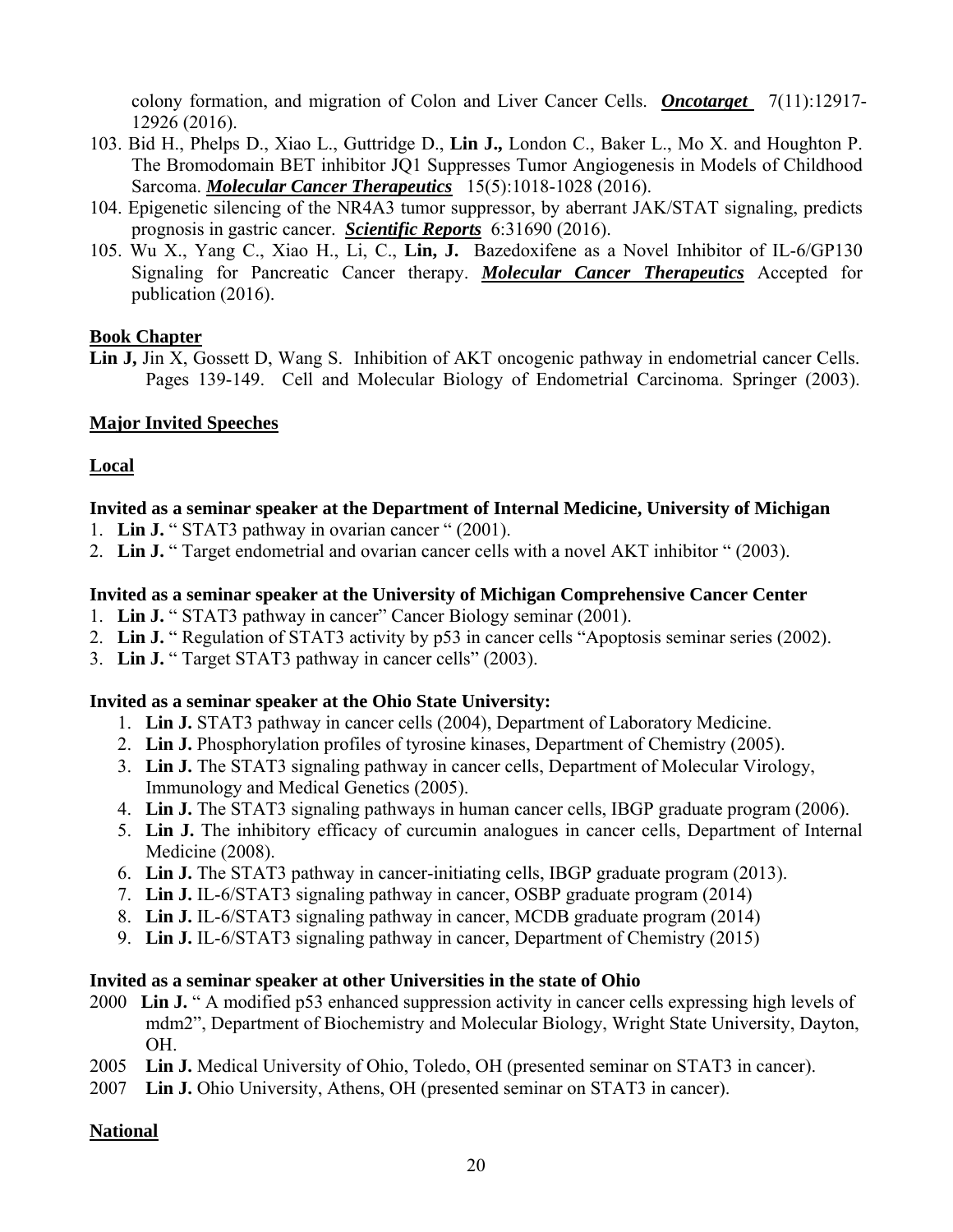colony formation, and migration of Colon and Liver Cancer Cells. ***Oncotarget*** 7(11):12917-12926 (2016).

103. Bid H., Phelps D., Xiao L., Guttridge D., **Lin J.,** London C., Baker L., Mo X. and Houghton P. The Bromodomain BET inhibitor JQ1 Suppresses Tumor Angiogenesis in Models of Childhood Sarcoma. ***Molecular Cancer Therapeutics*** 15(5):1018-1028 (2016).
104. Epigenetic silencing of the NR4A3 tumor suppressor, by aberrant JAK/STAT signaling, predicts prognosis in gastric cancer. ***Scientific Reports*** 6:31690 (2016).
105. Wu X., Yang C., Xiao H., Li, C., **Lin, J.** Bazedoxifene as a Novel Inhibitor of IL-6/GP130 Signaling for Pancreatic Cancer therapy. ***Molecular Cancer Therapeutics*** Accepted for publication (2016).

## Book Chapter

**Lin J,** Jin X, Gossett D, Wang S. Inhibition of AKT oncogenic pathway in endometrial cancer Cells. Pages 139-149. Cell and Molecular Biology of Endometrial Carcinoma. Springer (2003).

## Major Invited Speeches

### Local

**Invited as a seminar speaker at the Department of Internal Medicine, University of Michigan**

1. **Lin J.** " STAT3 pathway in ovarian cancer " (2001).
2. **Lin J.** " Target endometrial and ovarian cancer cells with a novel AKT inhibitor " (2003).

**Invited as a seminar speaker at the University of Michigan Comprehensive Cancer Center**

1. **Lin J.** " STAT3 pathway in cancer" Cancer Biology seminar (2001).
2. **Lin J.** " Regulation of STAT3 activity by p53 in cancer cells "Apoptosis seminar series (2002).
3. **Lin J.** " Target STAT3 pathway in cancer cells" (2003).

**Invited as a seminar speaker at the Ohio State University:**

1. **Lin J.** STAT3 pathway in cancer cells (2004), Department of Laboratory Medicine.
2. **Lin J.** Phosphorylation profiles of tyrosine kinases, Department of Chemistry (2005).
3. **Lin J.** The STAT3 signaling pathway in cancer cells, Department of Molecular Virology, Immunology and Medical Genetics (2005).
4. **Lin J.** The STAT3 signaling pathways in human cancer cells, IBGP graduate program (2006).
5. **Lin J.** The inhibitory efficacy of curcumin analogues in cancer cells, Department of Internal Medicine (2008).
6. **Lin J.** The STAT3 pathway in cancer-initiating cells, IBGP graduate program (2013).
7. **Lin J.** IL-6/STAT3 signaling pathway in cancer, OSBP graduate program (2014)
8. **Lin J.** IL-6/STAT3 signaling pathway in cancer, MCDB graduate program (2014)
9. **Lin J.** IL-6/STAT3 signaling pathway in cancer, Department of Chemistry (2015)

**Invited as a seminar speaker at other Universities in the state of Ohio**

2000 **Lin J.** " A modified p53 enhanced suppression activity in cancer cells expressing high levels of mdm2", Department of Biochemistry and Molecular Biology, Wright State University, Dayton, OH.

2005 **Lin J.** Medical University of Ohio, Toledo, OH (presented seminar on STAT3 in cancer).

2007 **Lin J.** Ohio University, Athens, OH (presented seminar on STAT3 in cancer).

### National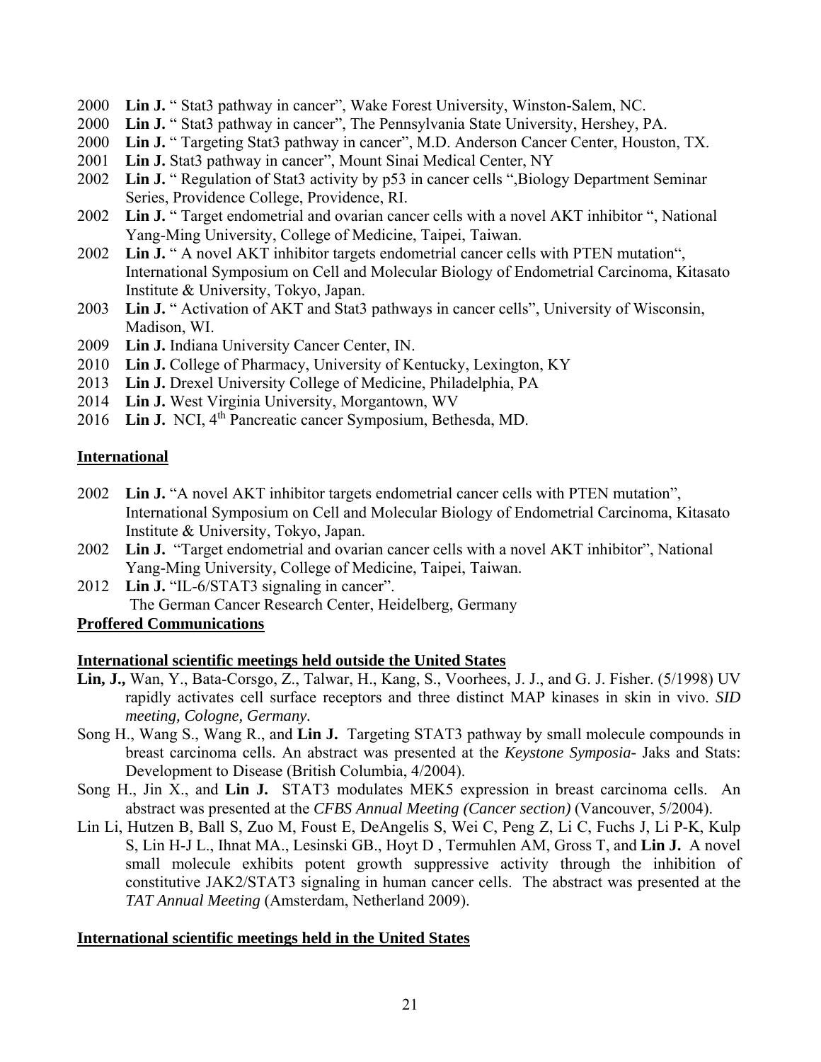- 2000 **Lin J.** " Stat3 pathway in cancer", Wake Forest University, Winston-Salem, NC.
- 2000 **Lin J.** " Stat3 pathway in cancer", The Pennsylvania State University, Hershey, PA.
- 2000 **Lin J.** " Targeting Stat3 pathway in cancer", M.D. Anderson Cancer Center, Houston, TX.
- 2001 **Lin J.** Stat3 pathway in cancer", Mount Sinai Medical Center, NY
- 2002 **Lin J.** " Regulation of Stat3 activity by p53 in cancer cells ",Biology Department Seminar Series, Providence College, Providence, RI.
- 2002 **Lin J.** " Target endometrial and ovarian cancer cells with a novel AKT inhibitor ", National Yang-Ming University, College of Medicine, Taipei, Taiwan.
- 2002 **Lin J.** " A novel AKT inhibitor targets endometrial cancer cells with PTEN mutation", International Symposium on Cell and Molecular Biology of Endometrial Carcinoma, Kitasato Institute & University, Tokyo, Japan.
- 2003 **Lin J.** " Activation of AKT and Stat3 pathways in cancer cells", University of Wisconsin, Madison, WI.
- 2009 **Lin J.** Indiana University Cancer Center, IN.
- 2010 **Lin J.** College of Pharmacy, University of Kentucky, Lexington, KY
- 2013 **Lin J.** Drexel University College of Medicine, Philadelphia, PA
- 2014 **Lin J.** West Virginia University, Morgantown, WV
- 2016 **Lin J.** NCI, 4th Pancreatic cancer Symposium, Bethesda, MD.

**International**

- 2002 **Lin J.** "A novel AKT inhibitor targets endometrial cancer cells with PTEN mutation", International Symposium on Cell and Molecular Biology of Endometrial Carcinoma, Kitasato Institute & University, Tokyo, Japan.
- 2002 **Lin J.** "Target endometrial and ovarian cancer cells with a novel AKT inhibitor", National Yang-Ming University, College of Medicine, Taipei, Taiwan.
- 2012 **Lin J.** "IL-6/STAT3 signaling in cancer". The German Cancer Research Center, Heidelberg, Germany

**Proffered Communications**

**International scientific meetings held outside the United States**

**Lin, J.,** Wan, Y., Bata-Corsgo, Z., Talwar, H., Kang, S., Voorhees, J. J., and G. J. Fisher. (5/1998) UV rapidly activates cell surface receptors and three distinct MAP kinases in skin in vivo. *SID meeting, Cologne, Germany.*

Song H., Wang S., Wang R., and **Lin J.** Targeting STAT3 pathway by small molecule compounds in breast carcinoma cells. An abstract was presented at the *Keystone Symposia*- Jaks and Stats: Development to Disease (British Columbia, 4/2004).

Song H., Jin X., and **Lin J.** STAT3 modulates MEK5 expression in breast carcinoma cells. An abstract was presented at the *CFBS Annual Meeting (Cancer section)* (Vancouver, 5/2004).

Lin Li, Hutzen B, Ball S, Zuo M, Foust E, DeAngelis S, Wei C, Peng Z, Li C, Fuchs J, Li P-K, Kulp S, Lin H-J L., Ihnat MA., Lesinski GB., Hoyt D , Termuhlen AM, Gross T, and **Lin J.** A novel small molecule exhibits potent growth suppressive activity through the inhibition of constitutive JAK2/STAT3 signaling in human cancer cells. The abstract was presented at the *TAT Annual Meeting* (Amsterdam, Netherland 2009).

**International scientific meetings held in the United States**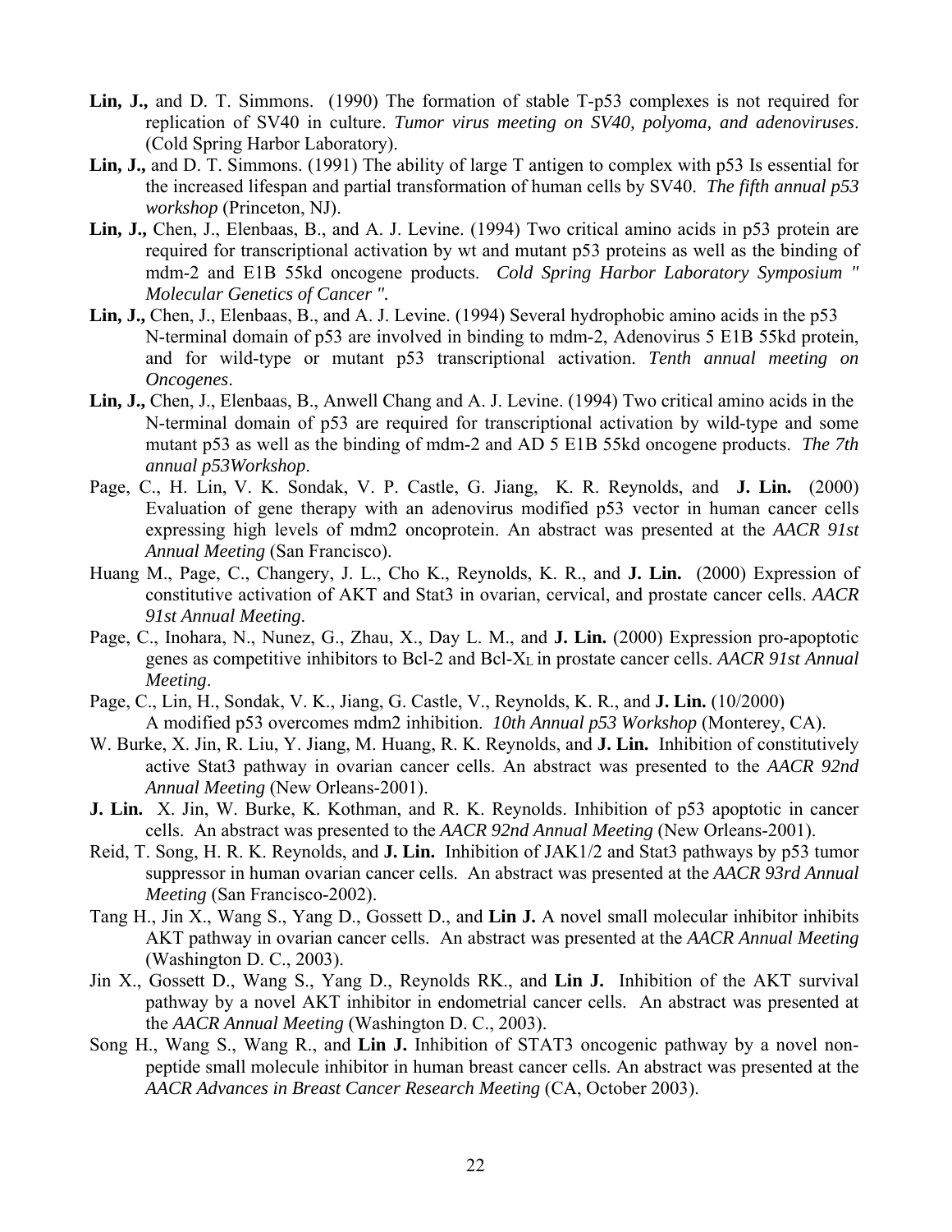**Lin, J.,** and D. T. Simmons. (1990) The formation of stable T-p53 complexes is not required for replication of SV40 in culture. *Tumor virus meeting on SV40, polyoma, and adenoviruses*. (Cold Spring Harbor Laboratory).

**Lin, J.,** and D. T. Simmons. (1991) The ability of large T antigen to complex with p53 Is essential for the increased lifespan and partial transformation of human cells by SV40. *The fifth annual p53 workshop* (Princeton, NJ).

**Lin, J.,** Chen, J., Elenbaas, B., and A. J. Levine. (1994) Two critical amino acids in p53 protein are required for transcriptional activation by wt and mutant p53 proteins as well as the binding of mdm-2 and E1B 55kd oncogene products. *Cold Spring Harbor Laboratory Symposium " Molecular Genetics of Cancer ".*

**Lin, J.,** Chen, J., Elenbaas, B., and A. J. Levine. (1994) Several hydrophobic amino acids in the p53 N-terminal domain of p53 are involved in binding to mdm-2, Adenovirus 5 E1B 55kd protein, and for wild-type or mutant p53 transcriptional activation. *Tenth annual meeting on Oncogenes*.

**Lin, J.,** Chen, J., Elenbaas, B., Anwell Chang and A. J. Levine. (1994) Two critical amino acids in the N-terminal domain of p53 are required for transcriptional activation by wild-type and some mutant p53 as well as the binding of mdm-2 and AD 5 E1B 55kd oncogene products. *The 7th annual p53Workshop*.

Page, C., H. Lin, V. K. Sondak, V. P. Castle, G. Jiang, K. R. Reynolds, and **J. Lin.** (2000) Evaluation of gene therapy with an adenovirus modified p53 vector in human cancer cells expressing high levels of mdm2 oncoprotein. An abstract was presented at the *AACR 91st Annual Meeting* (San Francisco).

Huang M., Page, C., Changery, J. L., Cho K., Reynolds, K. R., and **J. Lin.** (2000) Expression of constitutive activation of AKT and Stat3 in ovarian, cervical, and prostate cancer cells. *AACR 91st Annual Meeting*.

Page, C., Inohara, N., Nunez, G., Zhau, X., Day L. M., and **J. Lin.** (2000) Expression pro-apoptotic genes as competitive inhibitors to Bcl-2 and Bcl-$X_L$ in prostate cancer cells. *AACR 91st Annual Meeting*.

Page, C., Lin, H., Sondak, V. K., Jiang, G. Castle, V., Reynolds, K. R., and **J. Lin.** (10/2000) A modified p53 overcomes mdm2 inhibition. *10th Annual p53 Workshop* (Monterey, CA).

W. Burke, X. Jin, R. Liu, Y. Jiang, M. Huang, R. K. Reynolds, and **J. Lin.** Inhibition of constitutively active Stat3 pathway in ovarian cancer cells. An abstract was presented to the *AACR 92nd Annual Meeting* (New Orleans-2001).

**J. Lin.** X. Jin, W. Burke, K. Kothman, and R. K. Reynolds. Inhibition of p53 apoptotic in cancer cells. An abstract was presented to the *AACR 92nd Annual Meeting* (New Orleans-2001).

Reid, T. Song, H. R. K. Reynolds, and **J. Lin.** Inhibition of JAK1/2 and Stat3 pathways by p53 tumor suppressor in human ovarian cancer cells. An abstract was presented at the *AACR 93rd Annual Meeting* (San Francisco-2002).

Tang H., Jin X., Wang S., Yang D., Gossett D., and **Lin J.** A novel small molecular inhibitor inhibits AKT pathway in ovarian cancer cells. An abstract was presented at the *AACR Annual Meeting* (Washington D. C., 2003).

Jin X., Gossett D., Wang S., Yang D., Reynolds RK., and **Lin J.** Inhibition of the AKT survival pathway by a novel AKT inhibitor in endometrial cancer cells. An abstract was presented at the *AACR Annual Meeting* (Washington D. C., 2003).

Song H., Wang S., Wang R., and **Lin J.** Inhibition of STAT3 oncogenic pathway by a novel non-peptide small molecule inhibitor in human breast cancer cells. An abstract was presented at the *AACR Advances in Breast Cancer Research Meeting* (CA, October 2003).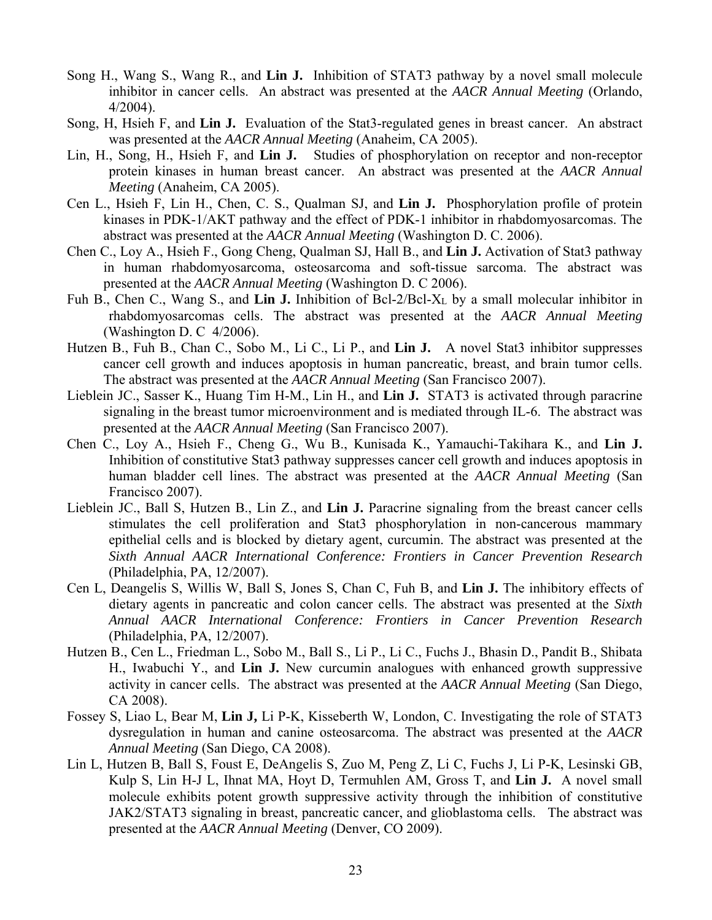Song H., Wang S., Wang R., and **Lin J.** Inhibition of STAT3 pathway by a novel small molecule inhibitor in cancer cells. An abstract was presented at the *AACR Annual Meeting* (Orlando, 4/2004).

Song, H, Hsieh F, and **Lin J.** Evaluation of the Stat3-regulated genes in breast cancer. An abstract was presented at the *AACR Annual Meeting* (Anaheim, CA 2005).

Lin, H., Song, H., Hsieh F, and **Lin J.** Studies of phosphorylation on receptor and non-receptor protein kinases in human breast cancer. An abstract was presented at the *AACR Annual Meeting* (Anaheim, CA 2005).

Cen L., Hsieh F, Lin H., Chen, C. S., Qualman SJ, and **Lin J.** Phosphorylation profile of protein kinases in PDK-1/AKT pathway and the effect of PDK-1 inhibitor in rhabdomyosarcomas. The abstract was presented at the *AACR Annual Meeting* (Washington D. C. 2006).

Chen C., Loy A., Hsieh F., Gong Cheng, Qualman SJ, Hall B., and **Lin J.** Activation of Stat3 pathway in human rhabdomyosarcoma, osteosarcoma and soft-tissue sarcoma. The abstract was presented at the *AACR Annual Meeting* (Washington D. C 2006).

Fuh B., Chen C., Wang S., and **Lin J.** Inhibition of Bcl-2/Bcl-$X_L$ by a small molecular inhibitor in rhabdomyosarcomas cells. The abstract was presented at the *AACR Annual Meeting* (Washington D. C 4/2006).

Hutzen B., Fuh B., Chan C., Sobo M., Li C., Li P., and **Lin J.** A novel Stat3 inhibitor suppresses cancer cell growth and induces apoptosis in human pancreatic, breast, and brain tumor cells. The abstract was presented at the *AACR Annual Meeting* (San Francisco 2007).

Lieblein JC., Sasser K., Huang Tim H-M., Lin H., and **Lin J.** STAT3 is activated through paracrine signaling in the breast tumor microenvironment and is mediated through IL-6. The abstract was presented at the *AACR Annual Meeting* (San Francisco 2007).

Chen C., Loy A., Hsieh F., Cheng G., Wu B., Kunisada K., Yamauchi-Takihara K., and **Lin J.** Inhibition of constitutive Stat3 pathway suppresses cancer cell growth and induces apoptosis in human bladder cell lines. The abstract was presented at the *AACR Annual Meeting* (San Francisco 2007).

Lieblein JC., Ball S, Hutzen B., Lin Z., and **Lin J.** Paracrine signaling from the breast cancer cells stimulates the cell proliferation and Stat3 phosphorylation in non-cancerous mammary epithelial cells and is blocked by dietary agent, curcumin. The abstract was presented at the *Sixth Annual AACR International Conference: Frontiers in Cancer Prevention Research* (Philadelphia, PA, 12/2007).

Cen L, Deangelis S, Willis W, Ball S, Jones S, Chan C, Fuh B, and **Lin J.** The inhibitory effects of dietary agents in pancreatic and colon cancer cells. The abstract was presented at the *Sixth Annual AACR International Conference: Frontiers in Cancer Prevention Research* (Philadelphia, PA, 12/2007).

Hutzen B., Cen L., Friedman L., Sobo M., Ball S., Li P., Li C., Fuchs J., Bhasin D., Pandit B., Shibata H., Iwabuchi Y., and **Lin J.** New curcumin analogues with enhanced growth suppressive activity in cancer cells. The abstract was presented at the *AACR Annual Meeting* (San Diego, CA 2008).

Fossey S, Liao L, Bear M, **Lin J,** Li P-K, Kisseberth W, London, C. Investigating the role of STAT3 dysregulation in human and canine osteosarcoma. The abstract was presented at the *AACR Annual Meeting* (San Diego, CA 2008).

Lin L, Hutzen B, Ball S, Foust E, DeAngelis S, Zuo M, Peng Z, Li C, Fuchs J, Li P-K, Lesinski GB, Kulp S, Lin H-J L, Ihnat MA, Hoyt D, Termuhlen AM, Gross T, and **Lin J.** A novel small molecule exhibits potent growth suppressive activity through the inhibition of constitutive JAK2/STAT3 signaling in breast, pancreatic cancer, and glioblastoma cells. The abstract was presented at the *AACR Annual Meeting* (Denver, CO 2009).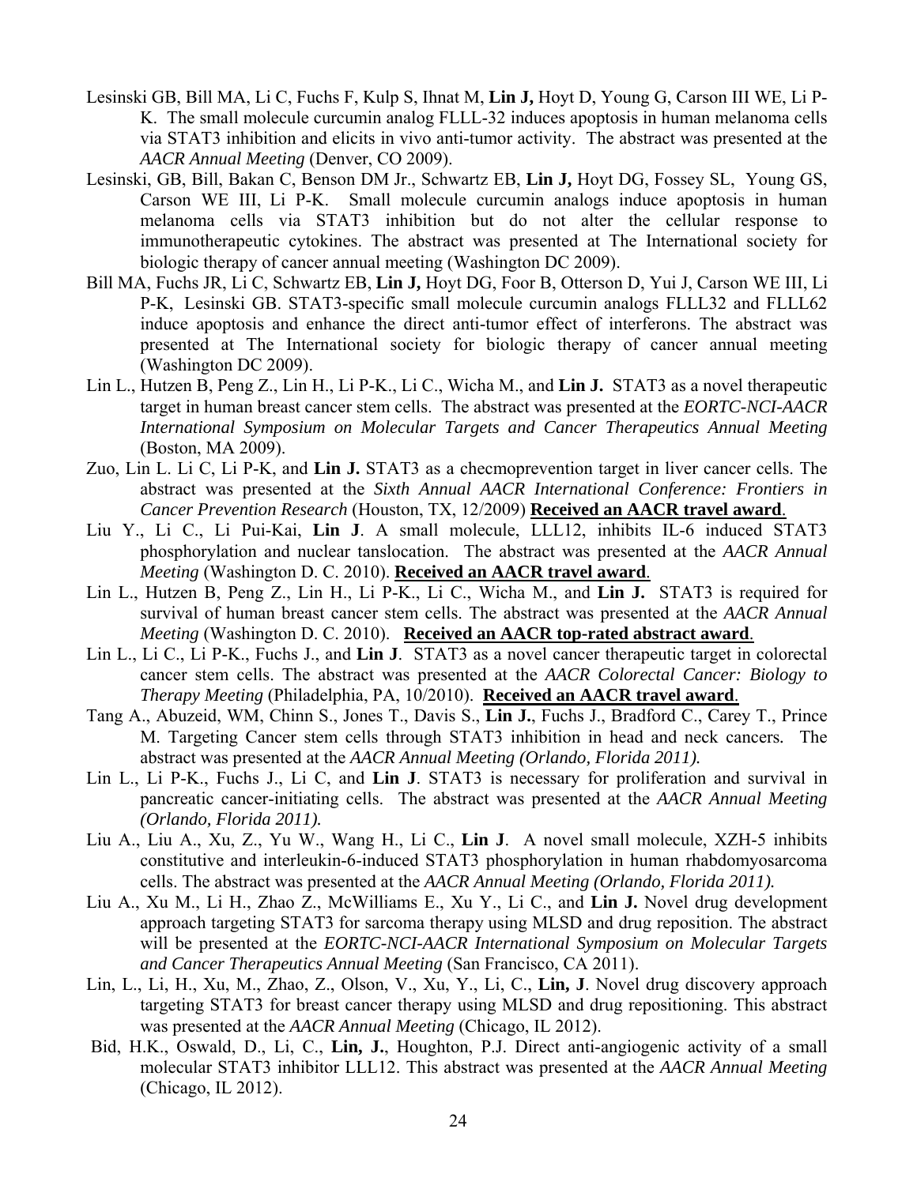Lesinski GB, Bill MA, Li C, Fuchs F, Kulp S, Ihnat M, **Lin J,** Hoyt D, Young G, Carson III WE, Li P-K. The small molecule curcumin analog FLLL-32 induces apoptosis in human melanoma cells via STAT3 inhibition and elicits in vivo anti-tumor activity. The abstract was presented at the *AACR Annual Meeting* (Denver, CO 2009).

Lesinski, GB, Bill, Bakan C, Benson DM Jr., Schwartz EB, **Lin J,** Hoyt DG, Fossey SL, Young GS, Carson WE III, Li P-K. Small molecule curcumin analogs induce apoptosis in human melanoma cells via STAT3 inhibition but do not alter the cellular response to immunotherapeutic cytokines. The abstract was presented at The International society for biologic therapy of cancer annual meeting (Washington DC 2009).

Bill MA, Fuchs JR, Li C, Schwartz EB, **Lin J,** Hoyt DG, Foor B, Otterson D, Yui J, Carson WE III, Li P-K, Lesinski GB. STAT3-specific small molecule curcumin analogs FLLL32 and FLLL62 induce apoptosis and enhance the direct anti-tumor effect of interferons. The abstract was presented at The International society for biologic therapy of cancer annual meeting (Washington DC 2009).

Lin L., Hutzen B, Peng Z., Lin H., Li P-K., Li C., Wicha M., and **Lin J.** STAT3 as a novel therapeutic target in human breast cancer stem cells. The abstract was presented at the *EORTC-NCI-AACR International Symposium on Molecular Targets and Cancer Therapeutics Annual Meeting* (Boston, MA 2009).

Zuo, Lin L. Li C, Li P-K, and **Lin J.** STAT3 as a checmoprevention target in liver cancer cells. The abstract was presented at the *Sixth Annual AACR International Conference: Frontiers in Cancer Prevention Research* (Houston, TX, 12/2009) **Received an AACR travel award**.

Liu Y., Li C., Li Pui-Kai, **Lin J**. A small molecule, LLL12, inhibits IL-6 induced STAT3 phosphorylation and nuclear tanslocation. The abstract was presented at the *AACR Annual Meeting* (Washington D. C. 2010). **Received an AACR travel award**.

Lin L., Hutzen B, Peng Z., Lin H., Li P-K., Li C., Wicha M., and **Lin J.** STAT3 is required for survival of human breast cancer stem cells. The abstract was presented at the *AACR Annual Meeting* (Washington D. C. 2010). **Received an AACR top-rated abstract award**.

Lin L., Li C., Li P-K., Fuchs J., and **Lin J**. STAT3 as a novel cancer therapeutic target in colorectal cancer stem cells. The abstract was presented at the *AACR Colorectal Cancer: Biology to Therapy Meeting* (Philadelphia, PA, 10/2010). **Received an AACR travel award**.

Tang A., Abuzeid, WM, Chinn S., Jones T., Davis S., **Lin J.**, Fuchs J., Bradford C., Carey T., Prince M. Targeting Cancer stem cells through STAT3 inhibition in head and neck cancers. The abstract was presented at the *AACR Annual Meeting (Orlando, Florida 2011).*

Lin L., Li P-K., Fuchs J., Li C, and **Lin J**. STAT3 is necessary for proliferation and survival in pancreatic cancer-initiating cells. The abstract was presented at the *AACR Annual Meeting (Orlando, Florida 2011).*

Liu A., Liu A., Xu, Z., Yu W., Wang H., Li C., **Lin J**. A novel small molecule, XZH-5 inhibits constitutive and interleukin-6-induced STAT3 phosphorylation in human rhabdomyosarcoma cells. The abstract was presented at the *AACR Annual Meeting (Orlando, Florida 2011).*

Liu A., Xu M., Li H., Zhao Z., McWilliams E., Xu Y., Li C., and **Lin J.** Novel drug development approach targeting STAT3 for sarcoma therapy using MLSD and drug reposition. The abstract will be presented at the *EORTC-NCI-AACR International Symposium on Molecular Targets and Cancer Therapeutics Annual Meeting* (San Francisco, CA 2011).

Lin, L., Li, H., Xu, M., Zhao, Z., Olson, V., Xu, Y., Li, C., **Lin, J**. Novel drug discovery approach targeting STAT3 for breast cancer therapy using MLSD and drug repositioning. This abstract was presented at the *AACR Annual Meeting* (Chicago, IL 2012).

Bid, H.K., Oswald, D., Li, C., **Lin, J.**, Houghton, P.J. Direct anti-angiogenic activity of a small molecular STAT3 inhibitor LLL12. This abstract was presented at the *AACR Annual Meeting* (Chicago, IL 2012).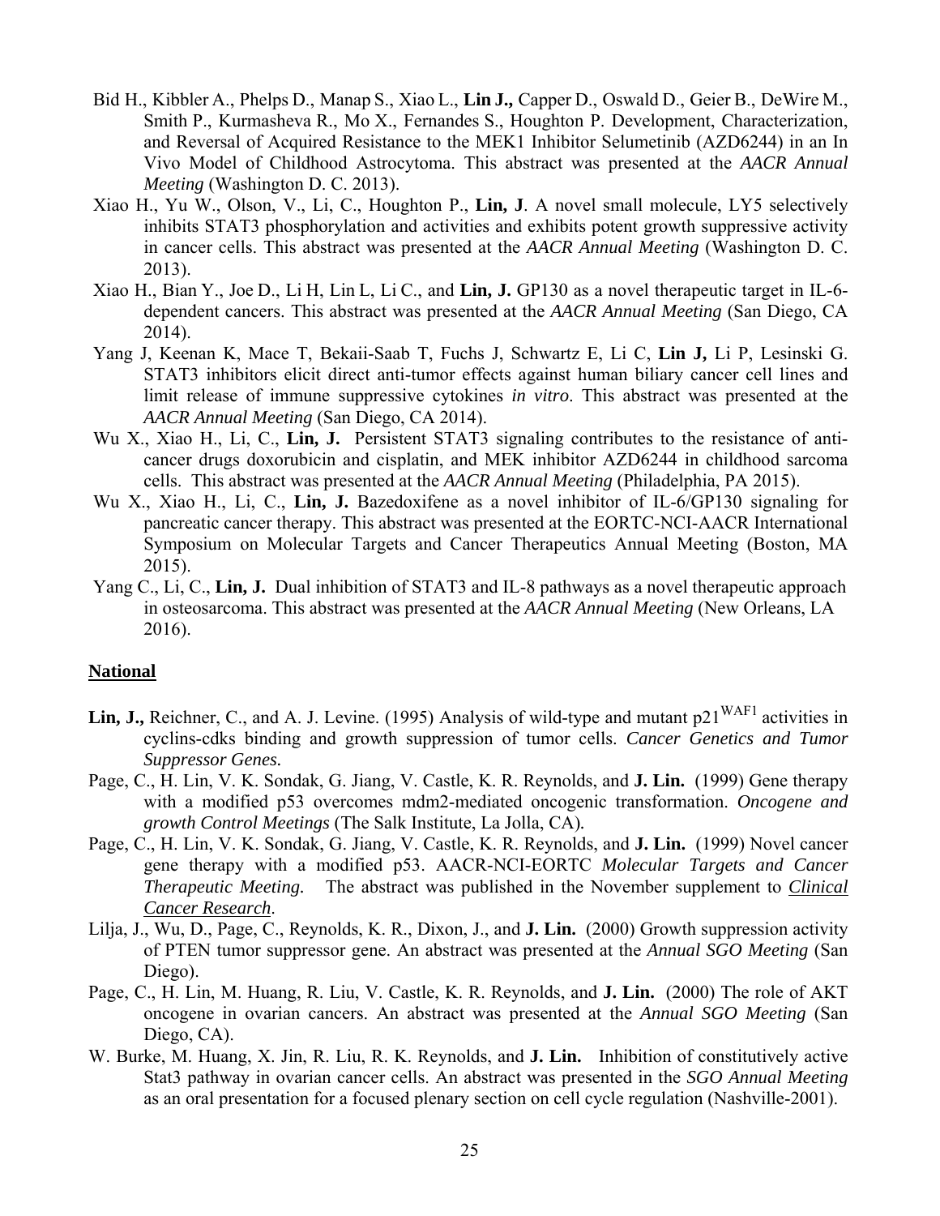Bid H., Kibbler A., Phelps D., Manap S., Xiao L., **Lin J.,** Capper D., Oswald D., Geier B., DeWire M., Smith P., Kurmasheva R., Mo X., Fernandes S., Houghton P. Development, Characterization, and Reversal of Acquired Resistance to the MEK1 Inhibitor Selumetinib (AZD6244) in an In Vivo Model of Childhood Astrocytoma. This abstract was presented at the *AACR Annual Meeting* (Washington D. C. 2013).

Xiao H., Yu W., Olson, V., Li, C., Houghton P., **Lin, J**. A novel small molecule, LY5 selectively inhibits STAT3 phosphorylation and activities and exhibits potent growth suppressive activity in cancer cells. This abstract was presented at the *AACR Annual Meeting* (Washington D. C. 2013).

Xiao H., Bian Y., Joe D., Li H, Lin L, Li C., and **Lin, J.** GP130 as a novel therapeutic target in IL-6-dependent cancers. This abstract was presented at the *AACR Annual Meeting* (San Diego, CA 2014).

Yang J, Keenan K, Mace T, Bekaii-Saab T, Fuchs J, Schwartz E, Li C, **Lin J,** Li P, Lesinski G. STAT3 inhibitors elicit direct anti-tumor effects against human biliary cancer cell lines and limit release of immune suppressive cytokines *in vitro*. This abstract was presented at the *AACR Annual Meeting* (San Diego, CA 2014).

Wu X., Xiao H., Li, C., **Lin, J.** Persistent STAT3 signaling contributes to the resistance of anti-cancer drugs doxorubicin and cisplatin, and MEK inhibitor AZD6244 in childhood sarcoma cells. This abstract was presented at the *AACR Annual Meeting* (Philadelphia, PA 2015).

Wu X., Xiao H., Li, C., **Lin, J.** Bazedoxifene as a novel inhibitor of IL-6/GP130 signaling for pancreatic cancer therapy. This abstract was presented at the EORTC-NCI-AACR International Symposium on Molecular Targets and Cancer Therapeutics Annual Meeting (Boston, MA 2015).

Yang C., Li, C., **Lin, J.** Dual inhibition of STAT3 and IL-8 pathways as a novel therapeutic approach in osteosarcoma. This abstract was presented at the *AACR Annual Meeting* (New Orleans, LA 2016).

**National**

**Lin, J.,** Reichner, C., and A. J. Levine. (1995) Analysis of wild-type and mutant $p21^{WAF1}$ activities in cyclins-cdks binding and growth suppression of tumor cells. *Cancer Genetics and Tumor Suppressor Genes.*

Page, C., H. Lin, V. K. Sondak, G. Jiang, V. Castle, K. R. Reynolds, and **J. Lin.** (1999) Gene therapy with a modified p53 overcomes mdm2-mediated oncogenic transformation. *Oncogene and growth Control Meetings* (The Salk Institute, La Jolla, CA).

Page, C., H. Lin, V. K. Sondak, G. Jiang, V. Castle, K. R. Reynolds, and **J. Lin.** (1999) Novel cancer gene therapy with a modified p53. AACR-NCI-EORTC *Molecular Targets and Cancer Therapeutic Meeting.* The abstract was published in the November supplement to *Clinical Cancer Research*.

Lilja, J., Wu, D., Page, C., Reynolds, K. R., Dixon, J., and **J. Lin.** (2000) Growth suppression activity of PTEN tumor suppressor gene. An abstract was presented at the *Annual SGO Meeting* (San Diego).

Page, C., H. Lin, M. Huang, R. Liu, V. Castle, K. R. Reynolds, and **J. Lin.** (2000) The role of AKT oncogene in ovarian cancers. An abstract was presented at the *Annual SGO Meeting* (San Diego, CA).

W. Burke, M. Huang, X. Jin, R. Liu, R. K. Reynolds, and **J. Lin.** Inhibition of constitutively active Stat3 pathway in ovarian cancer cells. An abstract was presented in the *SGO Annual Meeting* as an oral presentation for a focused plenary section on cell cycle regulation (Nashville-2001).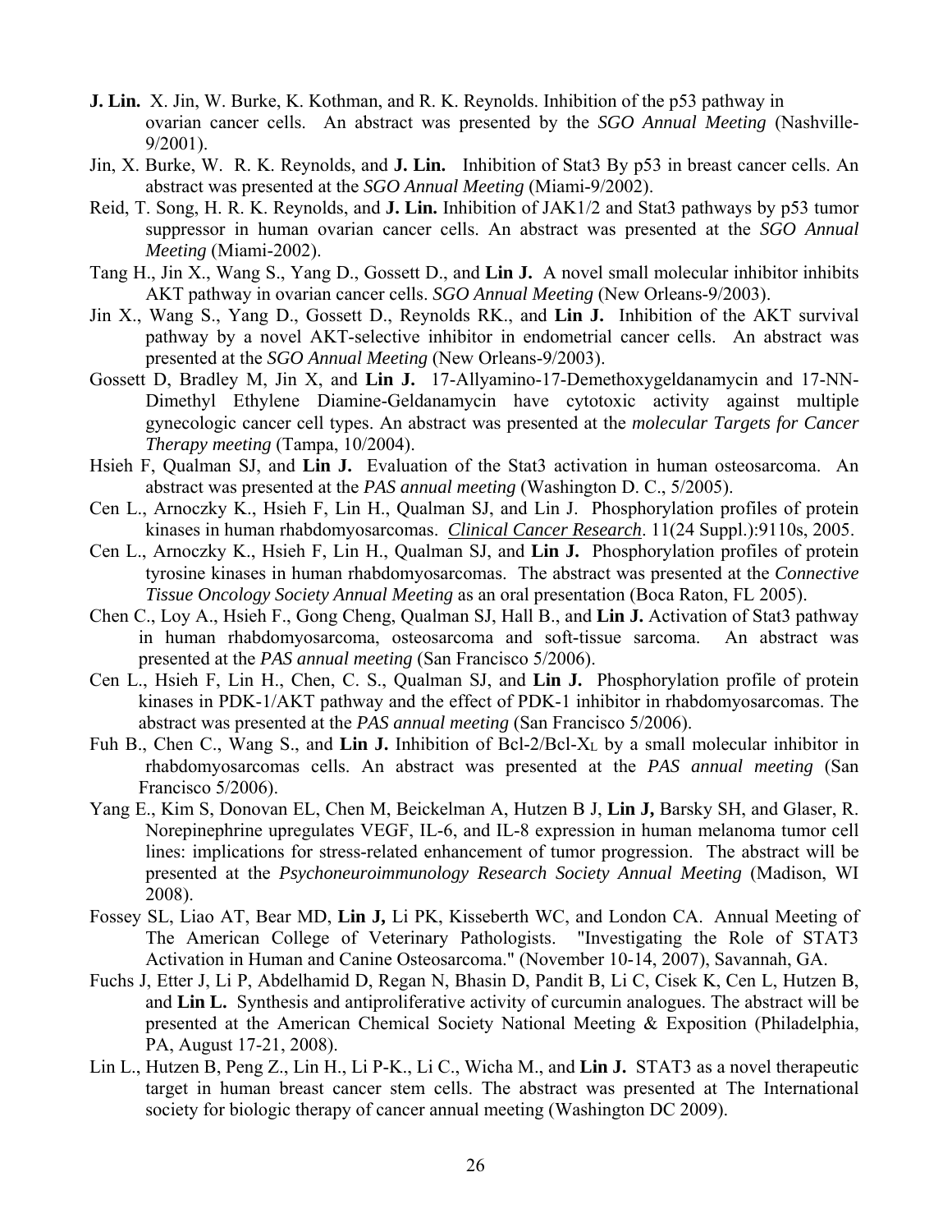**J. Lin.** X. Jin, W. Burke, K. Kothman, and R. K. Reynolds. Inhibition of the p53 pathway in ovarian cancer cells. An abstract was presented by the *SGO Annual Meeting* (Nashville-9/2001).

Jin, X. Burke, W. R. K. Reynolds, and **J. Lin.** Inhibition of Stat3 By p53 in breast cancer cells. An abstract was presented at the *SGO Annual Meeting* (Miami-9/2002).

Reid, T. Song, H. R. K. Reynolds, and **J. Lin.** Inhibition of JAK1/2 and Stat3 pathways by p53 tumor suppressor in human ovarian cancer cells. An abstract was presented at the *SGO Annual Meeting* (Miami-2002).

Tang H., Jin X., Wang S., Yang D., Gossett D., and **Lin J.** A novel small molecular inhibitor inhibits AKT pathway in ovarian cancer cells. *SGO Annual Meeting* (New Orleans-9/2003).

Jin X., Wang S., Yang D., Gossett D., Reynolds RK., and **Lin J.** Inhibition of the AKT survival pathway by a novel AKT-selective inhibitor in endometrial cancer cells. An abstract was presented at the *SGO Annual Meeting* (New Orleans-9/2003).

Gossett D, Bradley M, Jin X, and **Lin J.** 17-Allyamino-17-Demethoxygeldanamycin and 17-NN-Dimethyl Ethylene Diamine-Geldanamycin have cytotoxic activity against multiple gynecologic cancer cell types. An abstract was presented at the *molecular Targets for Cancer Therapy meeting* (Tampa, 10/2004).

Hsieh F, Qualman SJ, and **Lin J.** Evaluation of the Stat3 activation in human osteosarcoma. An abstract was presented at the *PAS annual meeting* (Washington D. C., 5/2005).

Cen L., Arnoczky K., Hsieh F, Lin H., Qualman SJ, and Lin J. Phosphorylation profiles of protein kinases in human rhabdomyosarcomas. *Clinical Cancer Research*. 11(24 Suppl.):9110s, 2005.

Cen L., Arnoczky K., Hsieh F, Lin H., Qualman SJ, and **Lin J.** Phosphorylation profiles of protein tyrosine kinases in human rhabdomyosarcomas. The abstract was presented at the *Connective Tissue Oncology Society Annual Meeting* as an oral presentation (Boca Raton, FL 2005).

Chen C., Loy A., Hsieh F., Gong Cheng, Qualman SJ, Hall B., and **Lin J.** Activation of Stat3 pathway in human rhabdomyosarcoma, osteosarcoma and soft-tissue sarcoma. An abstract was presented at the *PAS annual meeting* (San Francisco 5/2006).

Cen L., Hsieh F, Lin H., Chen, C. S., Qualman SJ, and **Lin J.** Phosphorylation profile of protein kinases in PDK-1/AKT pathway and the effect of PDK-1 inhibitor in rhabdomyosarcomas. The abstract was presented at the *PAS annual meeting* (San Francisco 5/2006).

Fuh B., Chen C., Wang S., and **Lin J.** Inhibition of Bcl-2/Bcl-$X_L$ by a small molecular inhibitor in rhabdomyosarcomas cells. An abstract was presented at the *PAS annual meeting* (San Francisco 5/2006).

Yang E., Kim S, Donovan EL, Chen M, Beickelman A, Hutzen B J, **Lin J,** Barsky SH, and Glaser, R. Norepinephrine upregulates VEGF, IL-6, and IL-8 expression in human melanoma tumor cell lines: implications for stress-related enhancement of tumor progression. The abstract will be presented at the *Psychoneuroimmunology Research Society Annual Meeting* (Madison, WI 2008).

Fossey SL, Liao AT, Bear MD, **Lin J,** Li PK, Kisseberth WC, and London CA. Annual Meeting of The American College of Veterinary Pathologists. "Investigating the Role of STAT3 Activation in Human and Canine Osteosarcoma." (November 10-14, 2007), Savannah, GA.

Fuchs J, Etter J, Li P, Abdelhamid D, Regan N, Bhasin D, Pandit B, Li C, Cisek K, Cen L, Hutzen B, and **Lin L.** Synthesis and antiproliferative activity of curcumin analogues. The abstract will be presented at the American Chemical Society National Meeting & Exposition (Philadelphia, PA, August 17-21, 2008).

Lin L., Hutzen B, Peng Z., Lin H., Li P-K., Li C., Wicha M., and **Lin J.** STAT3 as a novel therapeutic target in human breast cancer stem cells. The abstract was presented at The International society for biologic therapy of cancer annual meeting (Washington DC 2009).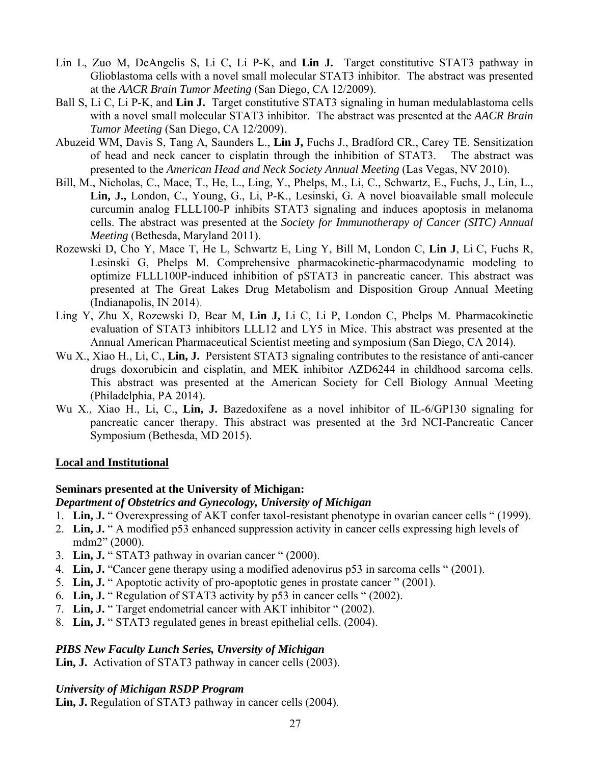Lin L, Zuo M, DeAngelis S, Li C, Li P-K, and **Lin J.** Target constitutive STAT3 pathway in Glioblastoma cells with a novel small molecular STAT3 inhibitor. The abstract was presented at the *AACR Brain Tumor Meeting* (San Diego, CA 12/2009).

Ball S, Li C, Li P-K, and **Lin J.** Target constitutive STAT3 signaling in human medulablastoma cells with a novel small molecular STAT3 inhibitor. The abstract was presented at the *AACR Brain Tumor Meeting* (San Diego, CA 12/2009).

Abuzeid WM, Davis S, Tang A, Saunders L., **Lin J,** Fuchs J., Bradford CR., Carey TE. Sensitization of head and neck cancer to cisplatin through the inhibition of STAT3. The abstract was presented to the *American Head and Neck Society Annual Meeting* (Las Vegas, NV 2010).

Bill, M., Nicholas, C., Mace, T., He, L., Ling, Y., Phelps, M., Li, C., Schwartz, E., Fuchs, J., Lin, L., **Lin, J.,** London, C., Young, G., Li, P-K., Lesinski, G. A novel bioavailable small molecule curcumin analog FLLL100-P inhibits STAT3 signaling and induces apoptosis in melanoma cells. The abstract was presented at the *Society for Immunotherapy of Cancer (SITC) Annual Meeting* (Bethesda, Maryland 2011).

Rozewski D, Cho Y, Mace T, He L, Schwartz E, Ling Y, Bill M, London C, **Lin J**, Li C, Fuchs R, Lesinski G, Phelps M. Comprehensive pharmacokinetic-pharmacodynamic modeling to optimize FLLL100P-induced inhibition of pSTAT3 in pancreatic cancer. This abstract was presented at The Great Lakes Drug Metabolism and Disposition Group Annual Meeting (Indianapolis, IN 2014).

Ling Y, Zhu X, Rozewski D, Bear M, **Lin J,** Li C, Li P, London C, Phelps M. Pharmacokinetic evaluation of STAT3 inhibitors LLL12 and LY5 in Mice. This abstract was presented at the Annual American Pharmaceutical Scientist meeting and symposium (San Diego, CA 2014).

Wu X., Xiao H., Li, C., **Lin, J.** Persistent STAT3 signaling contributes to the resistance of anti-cancer drugs doxorubicin and cisplatin, and MEK inhibitor AZD6244 in childhood sarcoma cells. This abstract was presented at the American Society for Cell Biology Annual Meeting (Philadelphia, PA 2014).

Wu X., Xiao H., Li, C., **Lin, J.** Bazedoxifene as a novel inhibitor of IL-6/GP130 signaling for pancreatic cancer therapy. This abstract was presented at the 3rd NCI-Pancreatic Cancer Symposium (Bethesda, MD 2015).

## Local and Institutional

**Seminars presented at the University of Michigan:**

***Department of Obstetrics and Gynecology, University of Michigan***

1. **Lin, J.** " Overexpressing of AKT confer taxol-resistant phenotype in ovarian cancer cells " (1999).
2. **Lin, J.** " A modified p53 enhanced suppression activity in cancer cells expressing high levels of mdm2" (2000).
3. **Lin, J.** " STAT3 pathway in ovarian cancer " (2000).
4. **Lin, J.** "Cancer gene therapy using a modified adenovirus p53 in sarcoma cells " (2001).
5. **Lin, J.** " Apoptotic activity of pro-apoptotic genes in prostate cancer " (2001).
6. **Lin, J.** " Regulation of STAT3 activity by p53 in cancer cells " (2002).
7. **Lin, J.** " Target endometrial cancer with AKT inhibitor " (2002).
8. **Lin, J.** " STAT3 regulated genes in breast epithelial cells. (2004).

***PIBS New Faculty Lunch Series, Unversity of Michigan***

**Lin, J.** Activation of STAT3 pathway in cancer cells (2003).

***University of Michigan RSDP Program***

**Lin, J.** Regulation of STAT3 pathway in cancer cells (2004).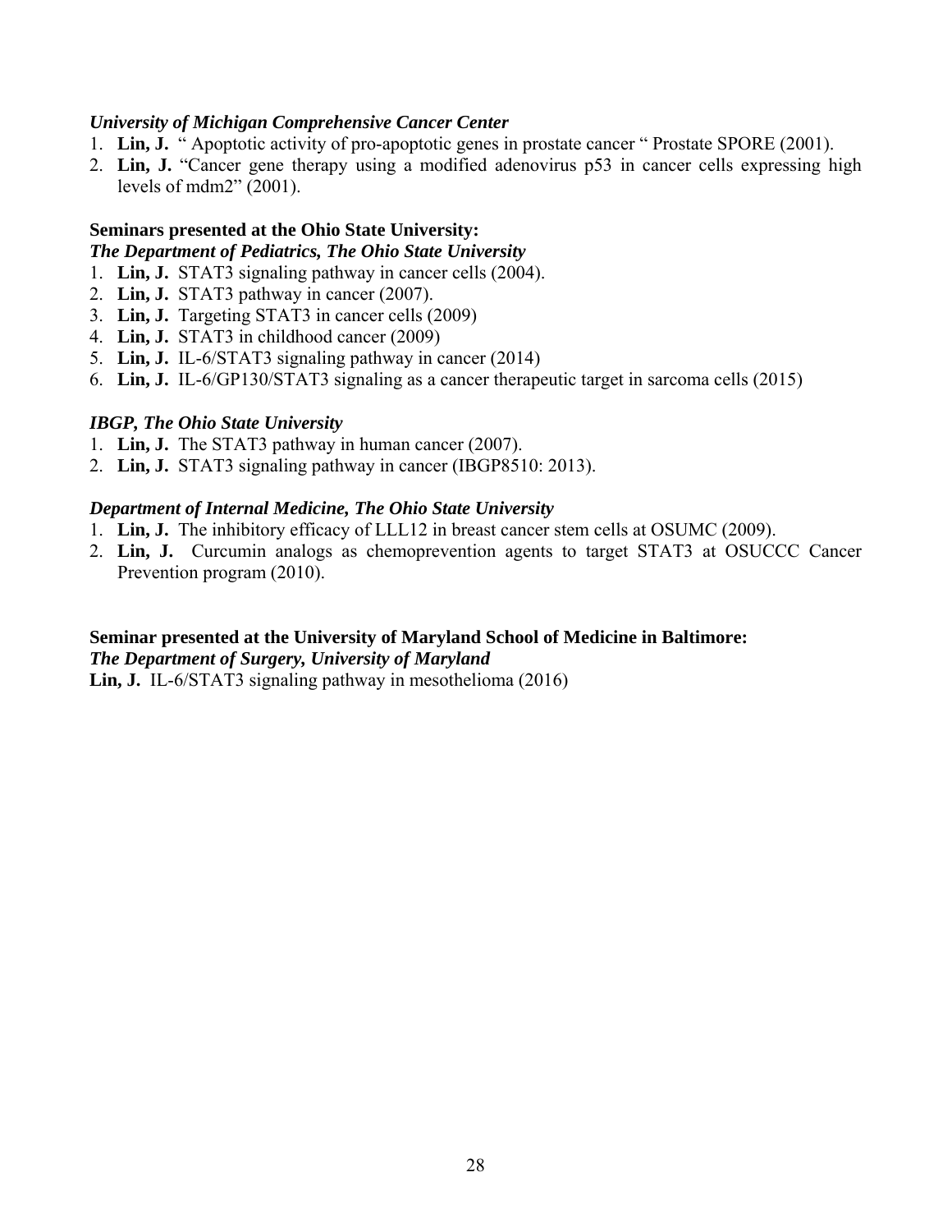*University of Michigan Comprehensive Cancer Center*

1. **Lin, J.** " Apoptotic activity of pro-apoptotic genes in prostate cancer " Prostate SPORE (2001).
2. **Lin, J.** "Cancer gene therapy using a modified adenovirus p53 in cancer cells expressing high levels of mdm2" (2001).

**Seminars presented at the Ohio State University:**

***The Department of Pediatrics, The Ohio State University***

1. **Lin, J.** STAT3 signaling pathway in cancer cells (2004).
2. **Lin, J.** STAT3 pathway in cancer (2007).
3. **Lin, J.** Targeting STAT3 in cancer cells (2009)
4. **Lin, J.** STAT3 in childhood cancer (2009)
5. **Lin, J.** IL-6/STAT3 signaling pathway in cancer (2014)
6. **Lin, J.** IL-6/GP130/STAT3 signaling as a cancer therapeutic target in sarcoma cells (2015)

***IBGP, The Ohio State University***

1. **Lin, J.** The STAT3 pathway in human cancer (2007).
2. **Lin, J.** STAT3 signaling pathway in cancer (IBGP8510: 2013).

***Department of Internal Medicine, The Ohio State University***

1. **Lin, J.** The inhibitory efficacy of LLL12 in breast cancer stem cells at OSUMC (2009).
2. **Lin, J.** Curcumin analogs as chemoprevention agents to target STAT3 at OSUCCC Cancer Prevention program (2010).

**Seminar presented at the University of Maryland School of Medicine in Baltimore:**

***The Department of Surgery, University of Maryland***

**Lin, J.** IL-6/STAT3 signaling pathway in mesothelioma (2016)